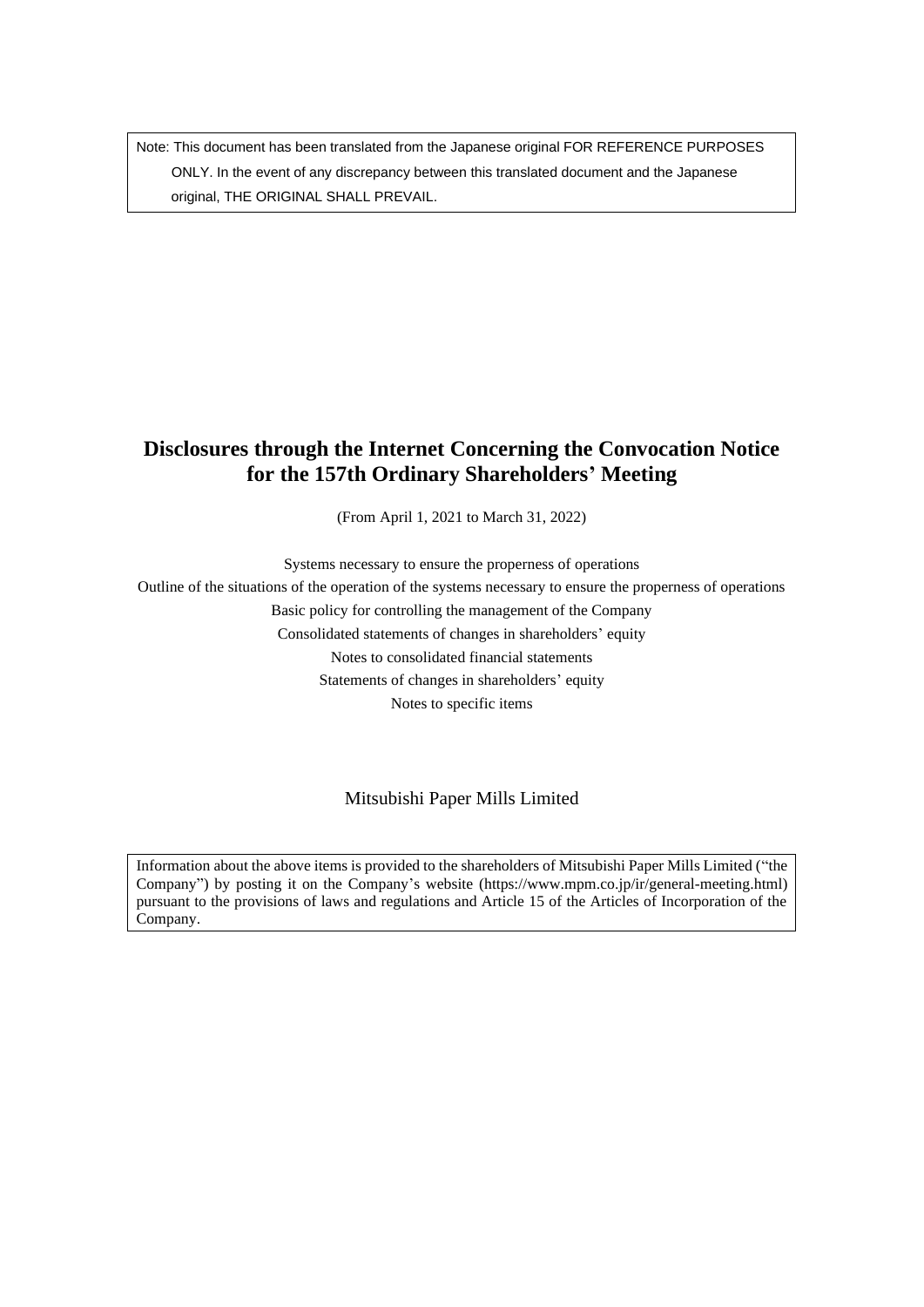Note: This document has been translated from the Japanese original FOR REFERENCE PURPOSES ONLY. In the event of any discrepancy between this translated document and the Japanese original, THE ORIGINAL SHALL PREVAIL.

# Disclosures through the Internet Concerning the Convocation Notice for the 157th Ordinary Shareholders' Meeting

(From April 1, 2021 to March 31, 2022)

Systems necessary to ensure the properness of operations

Outline of the situations of the operation of the systems necessary to ensure the properness of operations

Basic policy for controlling the management of the Company

Consolidated statements of changes in shareholders' equity

Notes to consolidated financial statements

Statements of changes in shareholders' equity

Notes to specific items

Mitsubishi Paper Mills Limited

Information about the above items is provided to the shareholders of Mitsubishi Paper Mills Limited ("the Company") by posting it on the Company's website (https://www.mpm.co.jp/ir/general-meeting.html) pursuant to the provisions of laws and regulations and Article 15 of the Articles of Incorporation of the Company.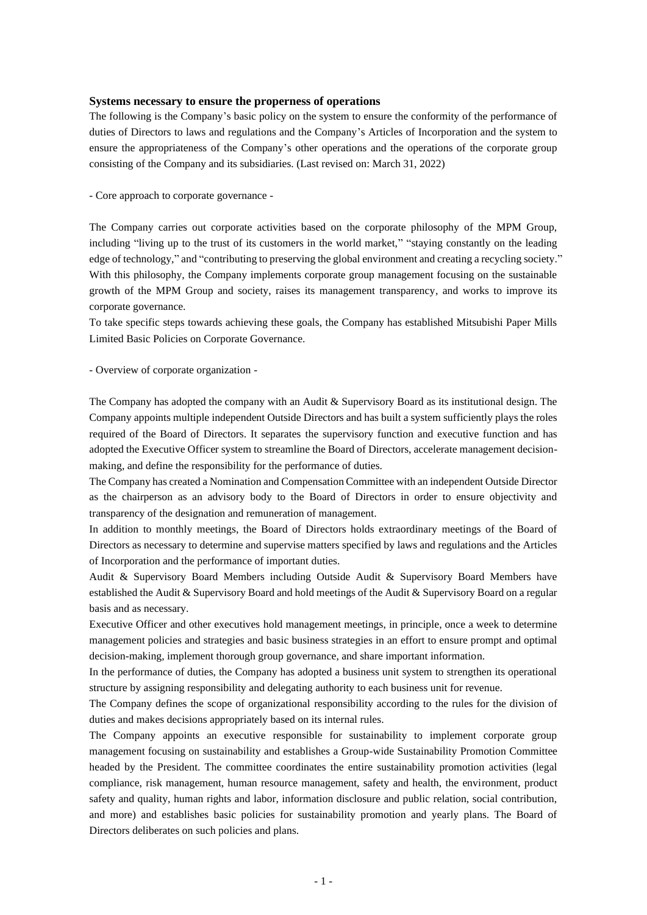### Systems necessary to ensure the properness of operations

The following is the Company's basic policy on the system to ensure the conformity of the performance of duties of Directors to laws and regulations and the Company's Articles of Incorporation and the system to ensure the appropriateness of the Company's other operations and the operations of the corporate group consisting of the Company and its subsidiaries. (Last revised on: March 31, 2022)

- Core approach to corporate governance -

The Company carries out corporate activities based on the corporate philosophy of the MPM Group, including "living up to the trust of its customers in the world market," "staying constantly on the leading edge of technology," and "contributing to preserving the global environment and creating a recycling society." With this philosophy, the Company implements corporate group management focusing on the sustainable growth of the MPM Group and society, raises its management transparency, and works to improve its corporate governance.

To take specific steps towards achieving these goals, the Company has established Mitsubishi Paper Mills Limited Basic Policies on Corporate Governance.

- Overview of corporate organization -

The Company has adopted the company with an Audit & Supervisory Board as its institutional design. The Company appoints multiple independent Outside Directors and has built a system sufficiently plays the roles required of the Board of Directors. It separates the supervisory function and executive function and has adopted the Executive Officer system to streamline the Board of Directors, accelerate management decision-making, and define the responsibility for the performance of duties.

The Company has created a Nomination and Compensation Committee with an independent Outside Director as the chairperson as an advisory body to the Board of Directors in order to ensure objectivity and transparency of the designation and remuneration of management.

In addition to monthly meetings, the Board of Directors holds extraordinary meetings of the Board of Directors as necessary to determine and supervise matters specified by laws and regulations and the Articles of Incorporation and the performance of important duties.

Audit & Supervisory Board Members including Outside Audit & Supervisory Board Members have established the Audit & Supervisory Board and hold meetings of the Audit & Supervisory Board on a regular basis and as necessary.

Executive Officer and other executives hold management meetings, in principle, once a week to determine management policies and strategies and basic business strategies in an effort to ensure prompt and optimal decision-making, implement thorough group governance, and share important information.

In the performance of duties, the Company has adopted a business unit system to strengthen its operational structure by assigning responsibility and delegating authority to each business unit for revenue.

The Company defines the scope of organizational responsibility according to the rules for the division of duties and makes decisions appropriately based on its internal rules.

The Company appoints an executive responsible for sustainability to implement corporate group management focusing on sustainability and establishes a Group-wide Sustainability Promotion Committee headed by the President. The committee coordinates the entire sustainability promotion activities (legal compliance, risk management, human resource management, safety and health, the environment, product safety and quality, human rights and labor, information disclosure and public relation, social contribution, and more) and establishes basic policies for sustainability promotion and yearly plans. The Board of Directors deliberates on such policies and plans.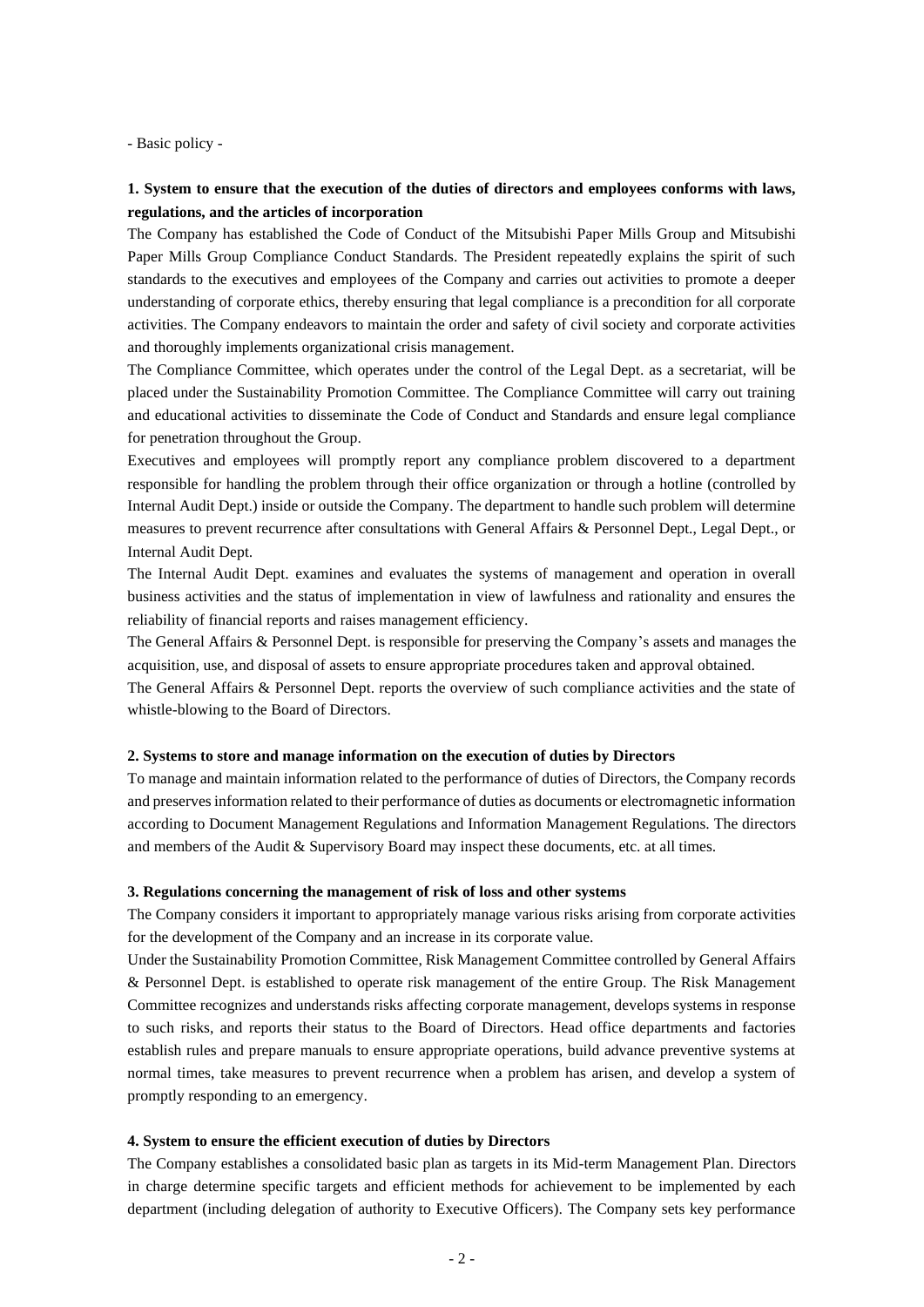- Basic policy -

**1. System to ensure that the execution of the duties of directors and employees conforms with laws, regulations, and the articles of incorporation**

The Company has established the Code of Conduct of the Mitsubishi Paper Mills Group and Mitsubishi Paper Mills Group Compliance Conduct Standards. The President repeatedly explains the spirit of such standards to the executives and employees of the Company and carries out activities to promote a deeper understanding of corporate ethics, thereby ensuring that legal compliance is a precondition for all corporate activities. The Company endeavors to maintain the order and safety of civil society and corporate activities and thoroughly implements organizational crisis management.

The Compliance Committee, which operates under the control of the Legal Dept. as a secretariat, will be placed under the Sustainability Promotion Committee. The Compliance Committee will carry out training and educational activities to disseminate the Code of Conduct and Standards and ensure legal compliance for penetration throughout the Group.

Executives and employees will promptly report any compliance problem discovered to a department responsible for handling the problem through their office organization or through a hotline (controlled by Internal Audit Dept.) inside or outside the Company. The department to handle such problem will determine measures to prevent recurrence after consultations with General Affairs & Personnel Dept., Legal Dept., or Internal Audit Dept.

The Internal Audit Dept. examines and evaluates the systems of management and operation in overall business activities and the status of implementation in view of lawfulness and rationality and ensures the reliability of financial reports and raises management efficiency.

The General Affairs & Personnel Dept. is responsible for preserving the Company's assets and manages the acquisition, use, and disposal of assets to ensure appropriate procedures taken and approval obtained.

The General Affairs & Personnel Dept. reports the overview of such compliance activities and the state of whistle-blowing to the Board of Directors.

**2. Systems to store and manage information on the execution of duties by Directors**

To manage and maintain information related to the performance of duties of Directors, the Company records and preserves information related to their performance of duties as documents or electromagnetic information according to Document Management Regulations and Information Management Regulations. The directors and members of the Audit & Supervisory Board may inspect these documents, etc. at all times.

**3. Regulations concerning the management of risk of loss and other systems**

The Company considers it important to appropriately manage various risks arising from corporate activities for the development of the Company and an increase in its corporate value.

Under the Sustainability Promotion Committee, Risk Management Committee controlled by General Affairs & Personnel Dept. is established to operate risk management of the entire Group. The Risk Management Committee recognizes and understands risks affecting corporate management, develops systems in response to such risks, and reports their status to the Board of Directors. Head office departments and factories establish rules and prepare manuals to ensure appropriate operations, build advance preventive systems at normal times, take measures to prevent recurrence when a problem has arisen, and develop a system of promptly responding to an emergency.

**4. System to ensure the efficient execution of duties by Directors**

The Company establishes a consolidated basic plan as targets in its Mid-term Management Plan. Directors in charge determine specific targets and efficient methods for achievement to be implemented by each department (including delegation of authority to Executive Officers). The Company sets key performance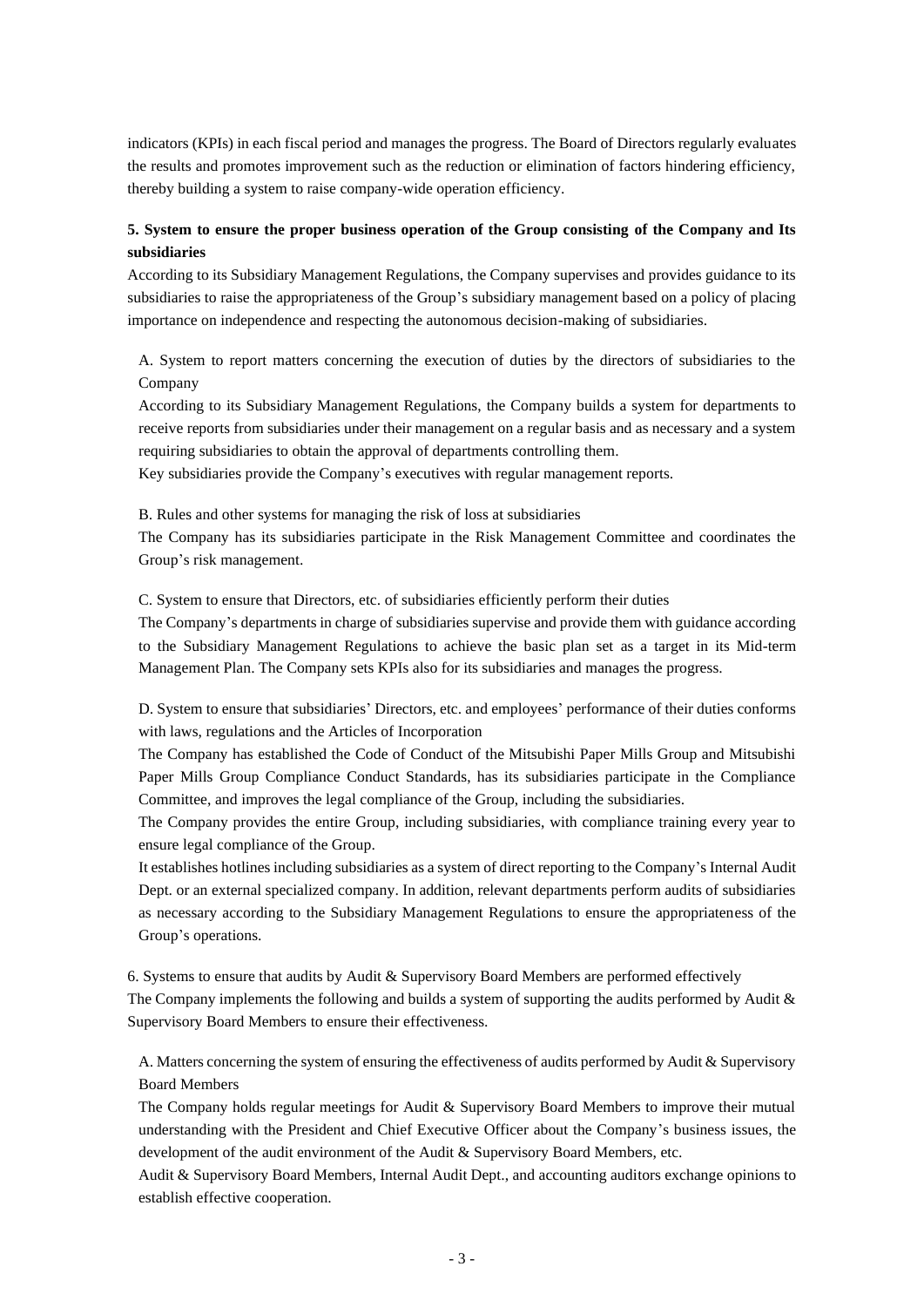indicators (KPIs) in each fiscal period and manages the progress. The Board of Directors regularly evaluates the results and promotes improvement such as the reduction or elimination of factors hindering efficiency, thereby building a system to raise company-wide operation efficiency.

**5. System to ensure the proper business operation of the Group consisting of the Company and Its subsidiaries**

According to its Subsidiary Management Regulations, the Company supervises and provides guidance to its subsidiaries to raise the appropriateness of the Group's subsidiary management based on a policy of placing importance on independence and respecting the autonomous decision-making of subsidiaries.

A. System to report matters concerning the execution of duties by the directors of subsidiaries to the Company

According to its Subsidiary Management Regulations, the Company builds a system for departments to receive reports from subsidiaries under their management on a regular basis and as necessary and a system requiring subsidiaries to obtain the approval of departments controlling them.

Key subsidiaries provide the Company's executives with regular management reports.

B. Rules and other systems for managing the risk of loss at subsidiaries

The Company has its subsidiaries participate in the Risk Management Committee and coordinates the Group's risk management.

C. System to ensure that Directors, etc. of subsidiaries efficiently perform their duties

The Company's departments in charge of subsidiaries supervise and provide them with guidance according to the Subsidiary Management Regulations to achieve the basic plan set as a target in its Mid-term Management Plan. The Company sets KPIs also for its subsidiaries and manages the progress.

D. System to ensure that subsidiaries' Directors, etc. and employees' performance of their duties conforms with laws, regulations and the Articles of Incorporation

The Company has established the Code of Conduct of the Mitsubishi Paper Mills Group and Mitsubishi Paper Mills Group Compliance Conduct Standards, has its subsidiaries participate in the Compliance Committee, and improves the legal compliance of the Group, including the subsidiaries.

The Company provides the entire Group, including subsidiaries, with compliance training every year to ensure legal compliance of the Group.

It establishes hotlines including subsidiaries as a system of direct reporting to the Company's Internal Audit Dept. or an external specialized company. In addition, relevant departments perform audits of subsidiaries as necessary according to the Subsidiary Management Regulations to ensure the appropriateness of the Group's operations.

6. Systems to ensure that audits by Audit & Supervisory Board Members are performed effectively

The Company implements the following and builds a system of supporting the audits performed by Audit & Supervisory Board Members to ensure their effectiveness.

A. Matters concerning the system of ensuring the effectiveness of audits performed by Audit & Supervisory Board Members

The Company holds regular meetings for Audit & Supervisory Board Members to improve their mutual understanding with the President and Chief Executive Officer about the Company's business issues, the development of the audit environment of the Audit & Supervisory Board Members, etc.

Audit & Supervisory Board Members, Internal Audit Dept., and accounting auditors exchange opinions to establish effective cooperation.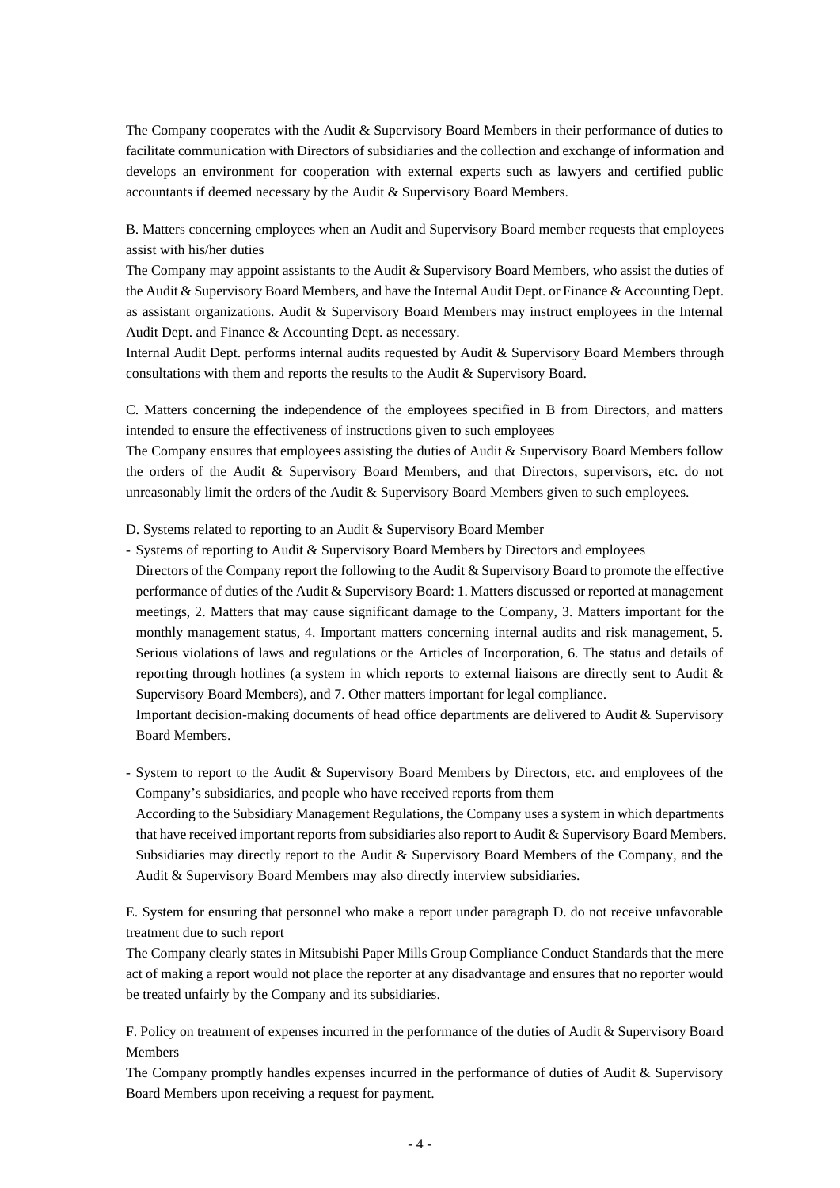The Company cooperates with the Audit & Supervisory Board Members in their performance of duties to facilitate communication with Directors of subsidiaries and the collection and exchange of information and develops an environment for cooperation with external experts such as lawyers and certified public accountants if deemed necessary by the Audit & Supervisory Board Members.

B. Matters concerning employees when an Audit and Supervisory Board member requests that employees assist with his/her duties

The Company may appoint assistants to the Audit & Supervisory Board Members, who assist the duties of the Audit & Supervisory Board Members, and have the Internal Audit Dept. or Finance & Accounting Dept. as assistant organizations. Audit & Supervisory Board Members may instruct employees in the Internal Audit Dept. and Finance & Accounting Dept. as necessary.

Internal Audit Dept. performs internal audits requested by Audit & Supervisory Board Members through consultations with them and reports the results to the Audit & Supervisory Board.

C. Matters concerning the independence of the employees specified in B from Directors, and matters intended to ensure the effectiveness of instructions given to such employees

The Company ensures that employees assisting the duties of Audit & Supervisory Board Members follow the orders of the Audit & Supervisory Board Members, and that Directors, supervisors, etc. do not unreasonably limit the orders of the Audit & Supervisory Board Members given to such employees.

D. Systems related to reporting to an Audit & Supervisory Board Member

- Systems of reporting to Audit & Supervisory Board Members by Directors and employees

  Directors of the Company report the following to the Audit & Supervisory Board to promote the effective performance of duties of the Audit & Supervisory Board: 1. Matters discussed or reported at management meetings, 2. Matters that may cause significant damage to the Company, 3. Matters important for the monthly management status, 4. Important matters concerning internal audits and risk management, 5. Serious violations of laws and regulations or the Articles of Incorporation, 6. The status and details of reporting through hotlines (a system in which reports to external liaisons are directly sent to Audit & Supervisory Board Members), and 7. Other matters important for legal compliance.

  Important decision-making documents of head office departments are delivered to Audit & Supervisory Board Members.

- System to report to the Audit & Supervisory Board Members by Directors, etc. and employees of the Company's subsidiaries, and people who have received reports from them

  According to the Subsidiary Management Regulations, the Company uses a system in which departments that have received important reports from subsidiaries also report to Audit & Supervisory Board Members. Subsidiaries may directly report to the Audit & Supervisory Board Members of the Company, and the Audit & Supervisory Board Members may also directly interview subsidiaries.

E. System for ensuring that personnel who make a report under paragraph D. do not receive unfavorable treatment due to such report

The Company clearly states in Mitsubishi Paper Mills Group Compliance Conduct Standards that the mere act of making a report would not place the reporter at any disadvantage and ensures that no reporter would be treated unfairly by the Company and its subsidiaries.

F. Policy on treatment of expenses incurred in the performance of the duties of Audit & Supervisory Board Members

The Company promptly handles expenses incurred in the performance of duties of Audit & Supervisory Board Members upon receiving a request for payment.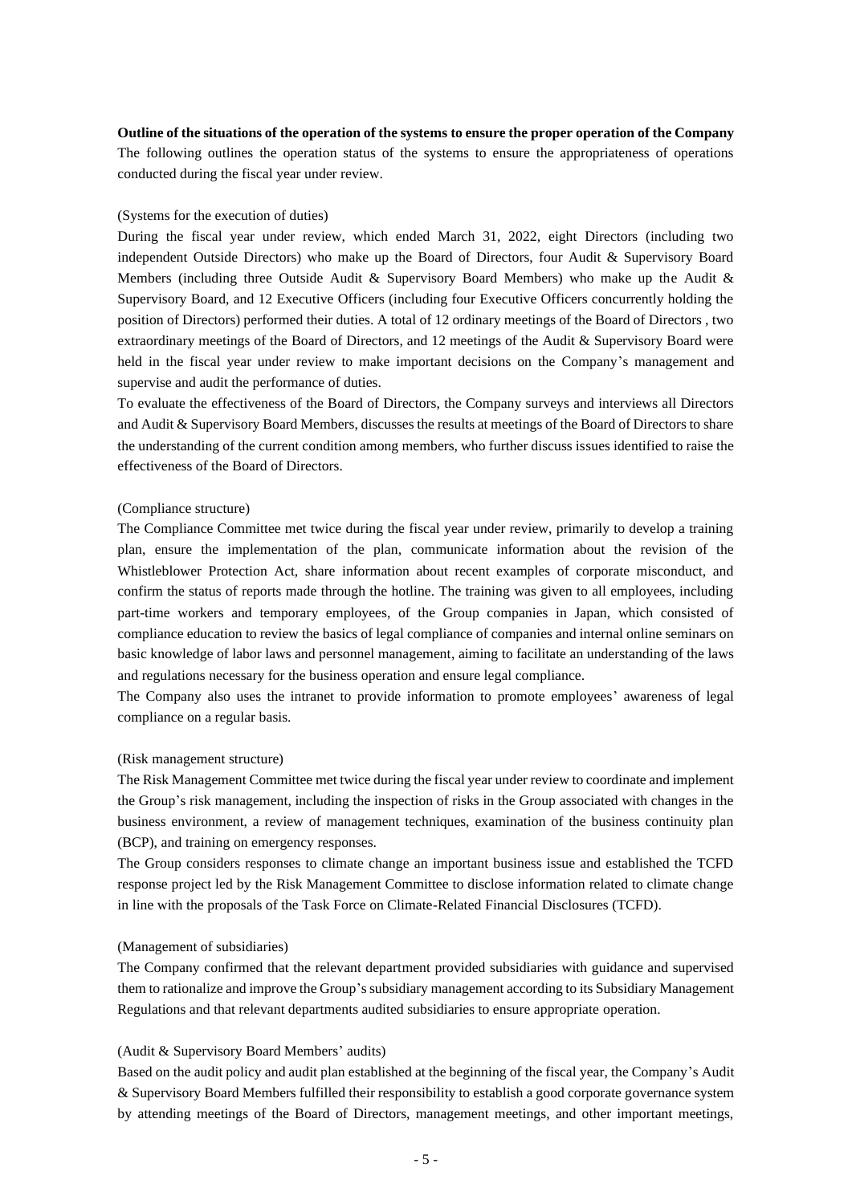**Outline of the situations of the operation of the systems to ensure the proper operation of the Company**

The following outlines the operation status of the systems to ensure the appropriateness of operations conducted during the fiscal year under review.

(Systems for the execution of duties)

During the fiscal year under review, which ended March 31, 2022, eight Directors (including two independent Outside Directors) who make up the Board of Directors, four Audit & Supervisory Board Members (including three Outside Audit & Supervisory Board Members) who make up the Audit & Supervisory Board, and 12 Executive Officers (including four Executive Officers concurrently holding the position of Directors) performed their duties. A total of 12 ordinary meetings of the Board of Directors , two extraordinary meetings of the Board of Directors, and 12 meetings of the Audit & Supervisory Board were held in the fiscal year under review to make important decisions on the Company's management and supervise and audit the performance of duties.

To evaluate the effectiveness of the Board of Directors, the Company surveys and interviews all Directors and Audit & Supervisory Board Members, discusses the results at meetings of the Board of Directors to share the understanding of the current condition among members, who further discuss issues identified to raise the effectiveness of the Board of Directors.

(Compliance structure)

The Compliance Committee met twice during the fiscal year under review, primarily to develop a training plan, ensure the implementation of the plan, communicate information about the revision of the Whistleblower Protection Act, share information about recent examples of corporate misconduct, and confirm the status of reports made through the hotline. The training was given to all employees, including part-time workers and temporary employees, of the Group companies in Japan, which consisted of compliance education to review the basics of legal compliance of companies and internal online seminars on basic knowledge of labor laws and personnel management, aiming to facilitate an understanding of the laws and regulations necessary for the business operation and ensure legal compliance.

The Company also uses the intranet to provide information to promote employees' awareness of legal compliance on a regular basis.

(Risk management structure)

The Risk Management Committee met twice during the fiscal year under review to coordinate and implement the Group's risk management, including the inspection of risks in the Group associated with changes in the business environment, a review of management techniques, examination of the business continuity plan (BCP), and training on emergency responses.

The Group considers responses to climate change an important business issue and established the TCFD response project led by the Risk Management Committee to disclose information related to climate change in line with the proposals of the Task Force on Climate-Related Financial Disclosures (TCFD).

(Management of subsidiaries)

The Company confirmed that the relevant department provided subsidiaries with guidance and supervised them to rationalize and improve the Group's subsidiary management according to its Subsidiary Management Regulations and that relevant departments audited subsidiaries to ensure appropriate operation.

(Audit & Supervisory Board Members' audits)

Based on the audit policy and audit plan established at the beginning of the fiscal year, the Company's Audit & Supervisory Board Members fulfilled their responsibility to establish a good corporate governance system by attending meetings of the Board of Directors, management meetings, and other important meetings,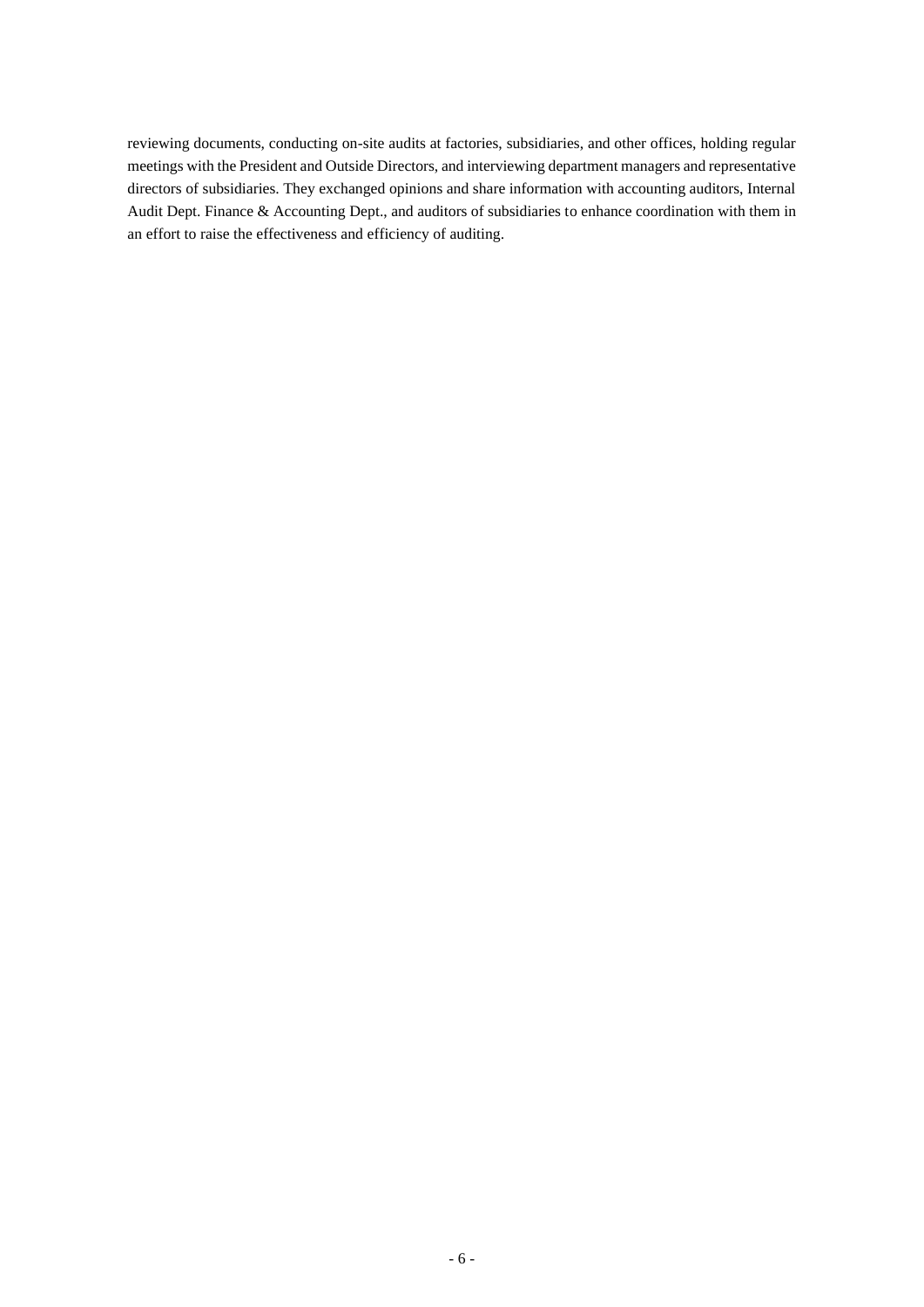reviewing documents, conducting on-site audits at factories, subsidiaries, and other offices, holding regular meetings with the President and Outside Directors, and interviewing department managers and representative directors of subsidiaries. They exchanged opinions and share information with accounting auditors, Internal Audit Dept. Finance & Accounting Dept., and auditors of subsidiaries to enhance coordination with them in an effort to raise the effectiveness and efficiency of auditing.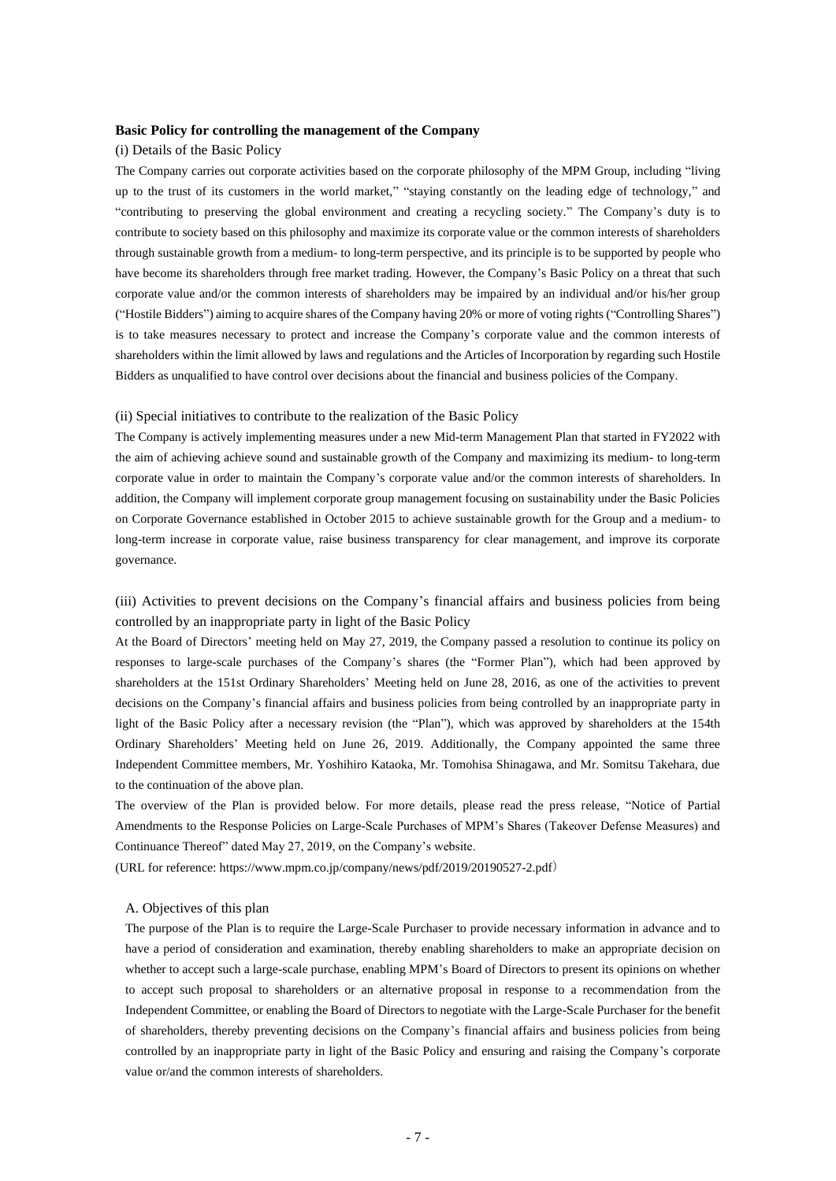**Basic Policy for controlling the management of the Company**

(i) Details of the Basic Policy

The Company carries out corporate activities based on the corporate philosophy of the MPM Group, including "living up to the trust of its customers in the world market," "staying constantly on the leading edge of technology," and "contributing to preserving the global environment and creating a recycling society." The Company's duty is to contribute to society based on this philosophy and maximize its corporate value or the common interests of shareholders through sustainable growth from a medium- to long-term perspective, and its principle is to be supported by people who have become its shareholders through free market trading. However, the Company's Basic Policy on a threat that such corporate value and/or the common interests of shareholders may be impaired by an individual and/or his/her group ("Hostile Bidders") aiming to acquire shares of the Company having 20% or more of voting rights ("Controlling Shares") is to take measures necessary to protect and increase the Company's corporate value and the common interests of shareholders within the limit allowed by laws and regulations and the Articles of Incorporation by regarding such Hostile Bidders as unqualified to have control over decisions about the financial and business policies of the Company.

(ii) Special initiatives to contribute to the realization of the Basic Policy

The Company is actively implementing measures under a new Mid-term Management Plan that started in FY2022 with the aim of achieving achieve sound and sustainable growth of the Company and maximizing its medium- to long-term corporate value in order to maintain the Company's corporate value and/or the common interests of shareholders. In addition, the Company will implement corporate group management focusing on sustainability under the Basic Policies on Corporate Governance established in October 2015 to achieve sustainable growth for the Group and a medium- to long-term increase in corporate value, raise business transparency for clear management, and improve its corporate governance.

(iii) Activities to prevent decisions on the Company's financial affairs and business policies from being controlled by an inappropriate party in light of the Basic Policy

At the Board of Directors' meeting held on May 27, 2019, the Company passed a resolution to continue its policy on responses to large-scale purchases of the Company's shares (the "Former Plan"), which had been approved by shareholders at the 151st Ordinary Shareholders' Meeting held on June 28, 2016, as one of the activities to prevent decisions on the Company's financial affairs and business policies from being controlled by an inappropriate party in light of the Basic Policy after a necessary revision (the "Plan"), which was approved by shareholders at the 154th Ordinary Shareholders' Meeting held on June 26, 2019. Additionally, the Company appointed the same three Independent Committee members, Mr. Yoshihiro Kataoka, Mr. Tomohisa Shinagawa, and Mr. Somitsu Takehara, due to the continuation of the above plan.

The overview of the Plan is provided below. For more details, please read the press release, "Notice of Partial Amendments to the Response Policies on Large-Scale Purchases of MPM's Shares (Takeover Defense Measures) and Continuance Thereof" dated May 27, 2019, on the Company's website.

(URL for reference: https://www.mpm.co.jp/company/news/pdf/2019/20190527-2.pdf)

A. Objectives of this plan

The purpose of the Plan is to require the Large-Scale Purchaser to provide necessary information in advance and to have a period of consideration and examination, thereby enabling shareholders to make an appropriate decision on whether to accept such a large-scale purchase, enabling MPM's Board of Directors to present its opinions on whether to accept such proposal to shareholders or an alternative proposal in response to a recommendation from the Independent Committee, or enabling the Board of Directors to negotiate with the Large-Scale Purchaser for the benefit of shareholders, thereby preventing decisions on the Company's financial affairs and business policies from being controlled by an inappropriate party in light of the Basic Policy and ensuring and raising the Company's corporate value or/and the common interests of shareholders.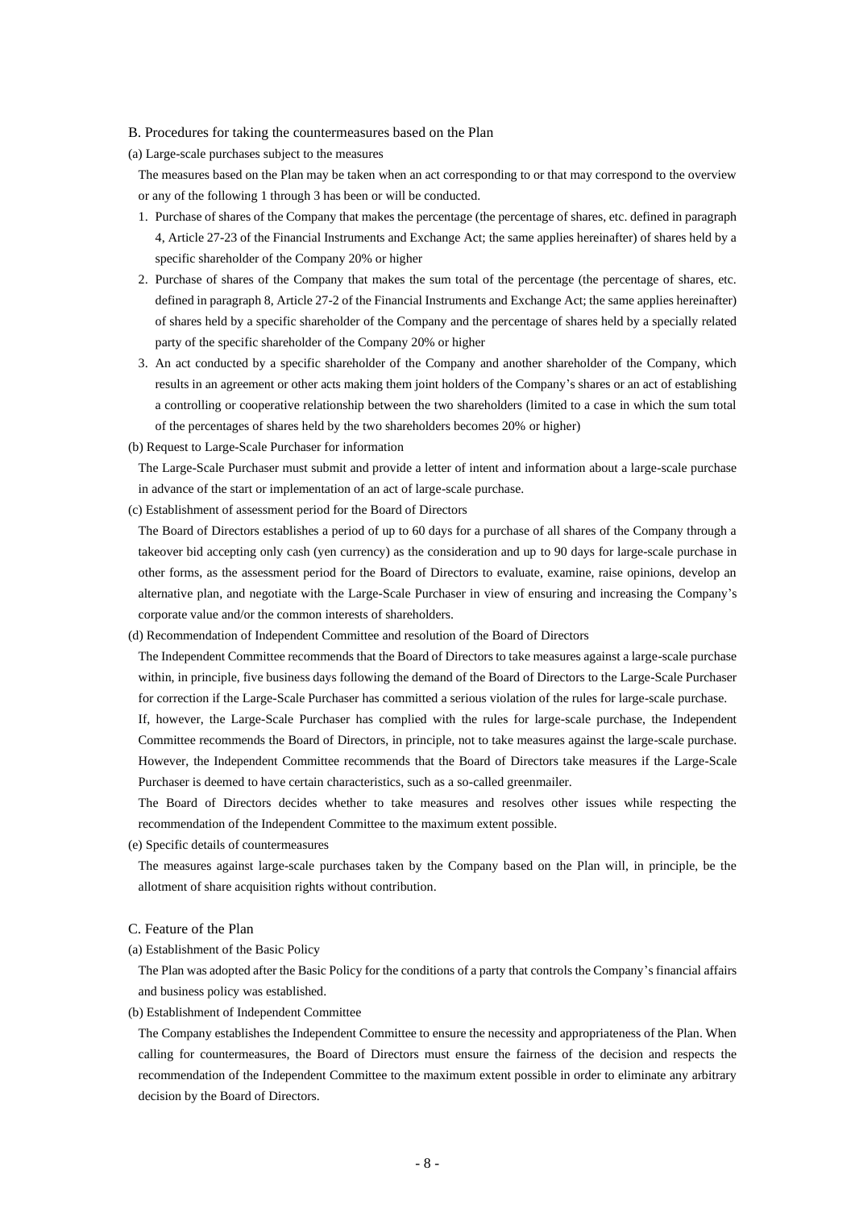B. Procedures for taking the countermeasures based on the Plan

(a) Large-scale purchases subject to the measures

The measures based on the Plan may be taken when an act corresponding to or that may correspond to the overview or any of the following 1 through 3 has been or will be conducted.

1. Purchase of shares of the Company that makes the percentage (the percentage of shares, etc. defined in paragraph 4, Article 27-23 of the Financial Instruments and Exchange Act; the same applies hereinafter) of shares held by a specific shareholder of the Company 20% or higher
2. Purchase of shares of the Company that makes the sum total of the percentage (the percentage of shares, etc. defined in paragraph 8, Article 27-2 of the Financial Instruments and Exchange Act; the same applies hereinafter) of shares held by a specific shareholder of the Company and the percentage of shares held by a specially related party of the specific shareholder of the Company 20% or higher
3. An act conducted by a specific shareholder of the Company and another shareholder of the Company, which results in an agreement or other acts making them joint holders of the Company's shares or an act of establishing a controlling or cooperative relationship between the two shareholders (limited to a case in which the sum total of the percentages of shares held by the two shareholders becomes 20% or higher)

(b) Request to Large-Scale Purchaser for information

The Large-Scale Purchaser must submit and provide a letter of intent and information about a large-scale purchase in advance of the start or implementation of an act of large-scale purchase.

(c) Establishment of assessment period for the Board of Directors

The Board of Directors establishes a period of up to 60 days for a purchase of all shares of the Company through a takeover bid accepting only cash (yen currency) as the consideration and up to 90 days for large-scale purchase in other forms, as the assessment period for the Board of Directors to evaluate, examine, raise opinions, develop an alternative plan, and negotiate with the Large-Scale Purchaser in view of ensuring and increasing the Company's corporate value and/or the common interests of shareholders.

(d) Recommendation of Independent Committee and resolution of the Board of Directors

The Independent Committee recommends that the Board of Directors to take measures against a large-scale purchase within, in principle, five business days following the demand of the Board of Directors to the Large-Scale Purchaser for correction if the Large-Scale Purchaser has committed a serious violation of the rules for large-scale purchase.

If, however, the Large-Scale Purchaser has complied with the rules for large-scale purchase, the Independent Committee recommends the Board of Directors, in principle, not to take measures against the large-scale purchase. However, the Independent Committee recommends that the Board of Directors take measures if the Large-Scale Purchaser is deemed to have certain characteristics, such as a so-called greenmailer.

The Board of Directors decides whether to take measures and resolves other issues while respecting the recommendation of the Independent Committee to the maximum extent possible.

(e) Specific details of countermeasures

The measures against large-scale purchases taken by the Company based on the Plan will, in principle, be the allotment of share acquisition rights without contribution.

C. Feature of the Plan

(a) Establishment of the Basic Policy

The Plan was adopted after the Basic Policy for the conditions of a party that controls the Company's financial affairs and business policy was established.

(b) Establishment of Independent Committee

The Company establishes the Independent Committee to ensure the necessity and appropriateness of the Plan. When calling for countermeasures, the Board of Directors must ensure the fairness of the decision and respects the recommendation of the Independent Committee to the maximum extent possible in order to eliminate any arbitrary decision by the Board of Directors.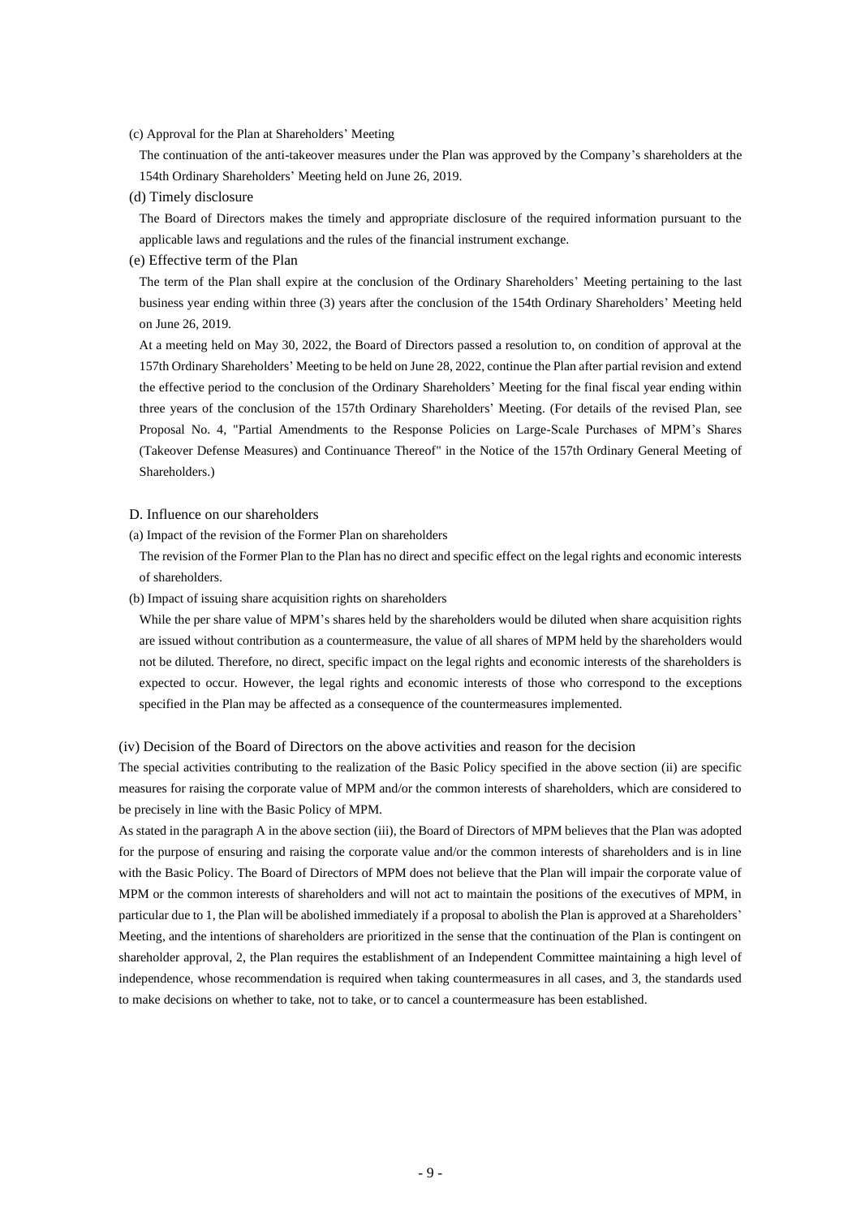(c) Approval for the Plan at Shareholders' Meeting

The continuation of the anti-takeover measures under the Plan was approved by the Company's shareholders at the 154th Ordinary Shareholders' Meeting held on June 26, 2019.

(d) Timely disclosure

The Board of Directors makes the timely and appropriate disclosure of the required information pursuant to the applicable laws and regulations and the rules of the financial instrument exchange.

(e) Effective term of the Plan

The term of the Plan shall expire at the conclusion of the Ordinary Shareholders' Meeting pertaining to the last business year ending within three (3) years after the conclusion of the 154th Ordinary Shareholders' Meeting held on June 26, 2019.

At a meeting held on May 30, 2022, the Board of Directors passed a resolution to, on condition of approval at the 157th Ordinary Shareholders' Meeting to be held on June 28, 2022, continue the Plan after partial revision and extend the effective period to the conclusion of the Ordinary Shareholders' Meeting for the final fiscal year ending within three years of the conclusion of the 157th Ordinary Shareholders' Meeting. (For details of the revised Plan, see Proposal No. 4, "Partial Amendments to the Response Policies on Large-Scale Purchases of MPM's Shares (Takeover Defense Measures) and Continuance Thereof" in the Notice of the 157th Ordinary General Meeting of Shareholders.)

D. Influence on our shareholders

(a) Impact of the revision of the Former Plan on shareholders

The revision of the Former Plan to the Plan has no direct and specific effect on the legal rights and economic interests of shareholders.

(b) Impact of issuing share acquisition rights on shareholders

While the per share value of MPM's shares held by the shareholders would be diluted when share acquisition rights are issued without contribution as a countermeasure, the value of all shares of MPM held by the shareholders would not be diluted. Therefore, no direct, specific impact on the legal rights and economic interests of the shareholders is expected to occur. However, the legal rights and economic interests of those who correspond to the exceptions specified in the Plan may be affected as a consequence of the countermeasures implemented.

(iv) Decision of the Board of Directors on the above activities and reason for the decision

The special activities contributing to the realization of the Basic Policy specified in the above section (ii) are specific measures for raising the corporate value of MPM and/or the common interests of shareholders, which are considered to be precisely in line with the Basic Policy of MPM.

As stated in the paragraph A in the above section (iii), the Board of Directors of MPM believes that the Plan was adopted for the purpose of ensuring and raising the corporate value and/or the common interests of shareholders and is in line with the Basic Policy. The Board of Directors of MPM does not believe that the Plan will impair the corporate value of MPM or the common interests of shareholders and will not act to maintain the positions of the executives of MPM, in particular due to 1, the Plan will be abolished immediately if a proposal to abolish the Plan is approved at a Shareholders' Meeting, and the intentions of shareholders are prioritized in the sense that the continuation of the Plan is contingent on shareholder approval, 2, the Plan requires the establishment of an Independent Committee maintaining a high level of independence, whose recommendation is required when taking countermeasures in all cases, and 3, the standards used to make decisions on whether to take, not to take, or to cancel a countermeasure has been established.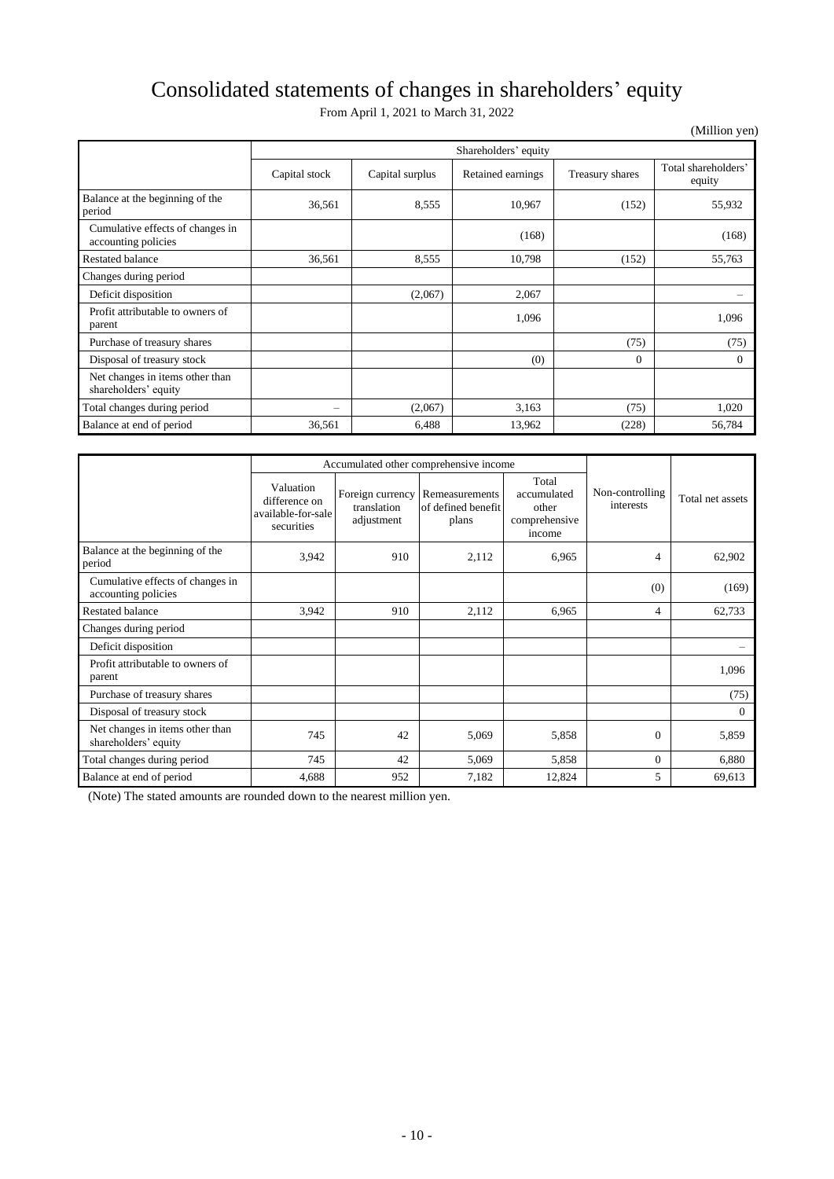# Consolidated statements of changes in shareholders' equity

From April 1, 2021 to March 31, 2022

(Million yen)

| | Shareholders' equity | | | | |
|---|---|---|---|---|---|
| | Capital stock | Capital surplus | Retained earnings | Treasury shares | Total shareholders' equity |
| Balance at the beginning of the period | 36,561 | 8,555 | 10,967 | (152) | 55,932 |
| Cumulative effects of changes in accounting policies | | | (168) | | (168) |
| Restated balance | 36,561 | 8,555 | 10,798 | (152) | 55,763 |
| Changes during period | | | | | |
| Deficit disposition | | (2,067) | 2,067 | | – |
| Profit attributable to owners of parent | | | 1,096 | | 1,096 |
| Purchase of treasury shares | | | | (75) | (75) |
| Disposal of treasury stock | | | (0) | 0 | 0 |
| Net changes in items other than shareholders' equity | | | | | |
| Total changes during period | – | (2,067) | 3,163 | (75) | 1,020 |
| Balance at end of period | 36,561 | 6,488 | 13,962 | (228) | 56,784 |

| | Accumulated other comprehensive income | | | | Non-controlling interests | Total net assets |
|---|---|---|---|---|---|---|
| | Valuation difference on available-for-sale securities | Foreign currency translation adjustment | Remeasurements of defined benefit plans | Total accumulated other comprehensive income | | |
| Balance at the beginning of the period | 3,942 | 910 | 2,112 | 6,965 | 4 | 62,902 |
| Cumulative effects of changes in accounting policies | | | | | (0) | (169) |
| Restated balance | 3,942 | 910 | 2,112 | 6,965 | 4 | 62,733 |
| Changes during period | | | | | | |
| Deficit disposition | | | | | | – |
| Profit attributable to owners of parent | | | | | | 1,096 |
| Purchase of treasury shares | | | | | | (75) |
| Disposal of treasury stock | | | | | | 0 |
| Net changes in items other than shareholders' equity | 745 | 42 | 5,069 | 5,858 | 0 | 5,859 |
| Total changes during period | 745 | 42 | 5,069 | 5,858 | 0 | 6,880 |
| Balance at end of period | 4,688 | 952 | 7,182 | 12,824 | 5 | 69,613 |

(Note) The stated amounts are rounded down to the nearest million yen.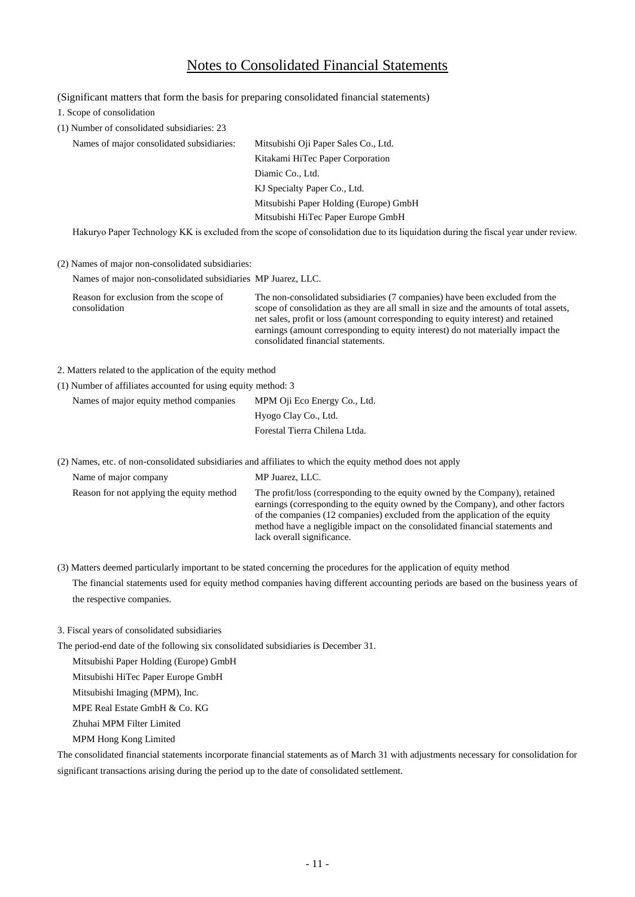# Notes to Consolidated Financial Statements

(Significant matters that form the basis for preparing consolidated financial statements)

1. Scope of consolidation

(1) Number of consolidated subsidiaries: 23

| | |
|---|---|
| Names of major consolidated subsidiaries: | Mitsubishi Oji Paper Sales Co., Ltd.<br>Kitakami HiTec Paper Corporation<br>Diamic Co., Ltd.<br>KJ Specialty Paper Co., Ltd.<br>Mitsubishi Paper Holding (Europe) GmbH<br>Mitsubishi HiTec Paper Europe GmbH |

Hakuryo Paper Technology KK is excluded from the scope of consolidation due to its liquidation during the fiscal year under review.

(2) Names of major non-consolidated subsidiaries:

| | |
|---|---|
| Names of major non-consolidated subsidiaries | MP Juarez, LLC. |
| Reason for exclusion from the scope of consolidation | The non-consolidated subsidiaries (7 companies) have been excluded from the scope of consolidation as they are all small in size and the amounts of total assets, net sales, profit or loss (amount corresponding to equity interest) and retained earnings (amount corresponding to equity interest) do not materially impact the consolidated financial statements. |

2. Matters related to the application of the equity method

(1) Number of affiliates accounted for using equity method: 3

| | |
|---|---|
| Names of major equity method companies | MPM Oji Eco Energy Co., Ltd.<br>Hyogo Clay Co., Ltd.<br>Forestal Tierra Chilena Ltda. |

(2) Names, etc. of non-consolidated subsidiaries and affiliates to which the equity method does not apply

| | |
|---|---|
| Name of major company | MP Juarez, LLC. |
| Reason for not applying the equity method | The profit/loss (corresponding to the equity owned by the Company), retained earnings (corresponding to the equity owned by the Company), and other factors of the companies (12 companies) excluded from the application of the equity method have a negligible impact on the consolidated financial statements and lack overall significance. |

(3) Matters deemed particularly important to be stated concerning the procedures for the application of equity method

The financial statements used for equity method companies having different accounting periods are based on the business years of the respective companies.

3. Fiscal years of consolidated subsidiaries

The period-end date of the following six consolidated subsidiaries is December 31.

Mitsubishi Paper Holding (Europe) GmbH
Mitsubishi HiTec Paper Europe GmbH
Mitsubishi Imaging (MPM), Inc.
MPE Real Estate GmbH & Co. KG
Zhuhai MPM Filter Limited
MPM Hong Kong Limited

The consolidated financial statements incorporate financial statements as of March 31 with adjustments necessary for consolidation for significant transactions arising during the period up to the date of consolidated settlement.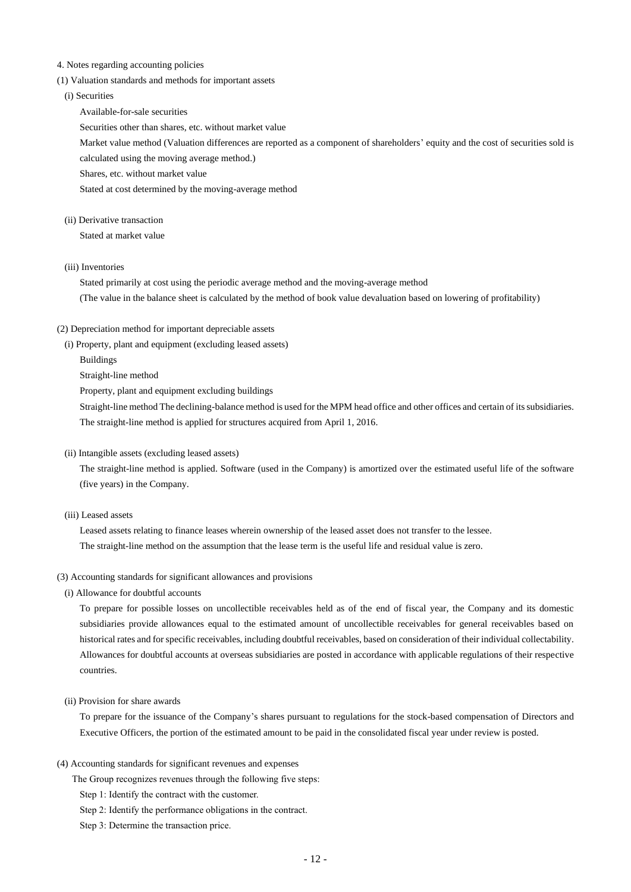4. Notes regarding accounting policies

(1) Valuation standards and methods for important assets

(i) Securities

Available-for-sale securities

Securities other than shares, etc. without market value

Market value method (Valuation differences are reported as a component of shareholders' equity and the cost of securities sold is calculated using the moving average method.)

Shares, etc. without market value

Stated at cost determined by the moving-average method

(ii) Derivative transaction

Stated at market value

(iii) Inventories

Stated primarily at cost using the periodic average method and the moving-average method

(The value in the balance sheet is calculated by the method of book value devaluation based on lowering of profitability)

(2) Depreciation method for important depreciable assets

(i) Property, plant and equipment (excluding leased assets)

Buildings

Straight-line method

Property, plant and equipment excluding buildings

Straight-line method The declining-balance method is used for the MPM head office and other offices and certain of its subsidiaries. The straight-line method is applied for structures acquired from April 1, 2016.

(ii) Intangible assets (excluding leased assets)

The straight-line method is applied. Software (used in the Company) is amortized over the estimated useful life of the software (five years) in the Company.

(iii) Leased assets

Leased assets relating to finance leases wherein ownership of the leased asset does not transfer to the lessee.

The straight-line method on the assumption that the lease term is the useful life and residual value is zero.

(3) Accounting standards for significant allowances and provisions

(i) Allowance for doubtful accounts

To prepare for possible losses on uncollectible receivables held as of the end of fiscal year, the Company and its domestic subsidiaries provide allowances equal to the estimated amount of uncollectible receivables for general receivables based on historical rates and for specific receivables, including doubtful receivables, based on consideration of their individual collectability. Allowances for doubtful accounts at overseas subsidiaries are posted in accordance with applicable regulations of their respective countries.

(ii) Provision for share awards

To prepare for the issuance of the Company's shares pursuant to regulations for the stock-based compensation of Directors and Executive Officers, the portion of the estimated amount to be paid in the consolidated fiscal year under review is posted.

(4) Accounting standards for significant revenues and expenses

The Group recognizes revenues through the following five steps:

Step 1: Identify the contract with the customer.

Step 2: Identify the performance obligations in the contract.

Step 3: Determine the transaction price.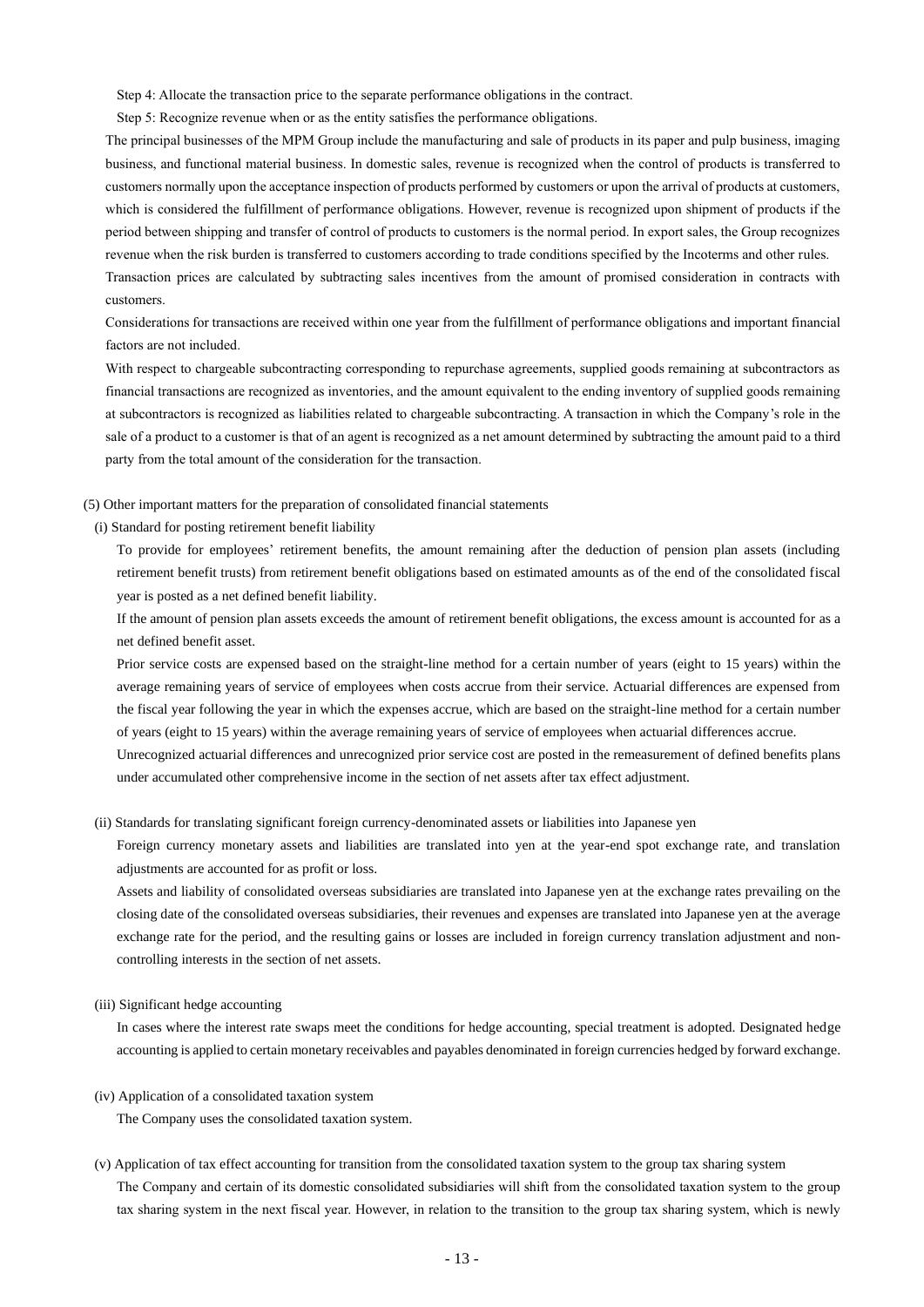Step 4: Allocate the transaction price to the separate performance obligations in the contract.

Step 5: Recognize revenue when or as the entity satisfies the performance obligations.

The principal businesses of the MPM Group include the manufacturing and sale of products in its paper and pulp business, imaging business, and functional material business. In domestic sales, revenue is recognized when the control of products is transferred to customers normally upon the acceptance inspection of products performed by customers or upon the arrival of products at customers, which is considered the fulfillment of performance obligations. However, revenue is recognized upon shipment of products if the period between shipping and transfer of control of products to customers is the normal period. In export sales, the Group recognizes revenue when the risk burden is transferred to customers according to trade conditions specified by the Incoterms and other rules.

Transaction prices are calculated by subtracting sales incentives from the amount of promised consideration in contracts with customers.

Considerations for transactions are received within one year from the fulfillment of performance obligations and important financial factors are not included.

With respect to chargeable subcontracting corresponding to repurchase agreements, supplied goods remaining at subcontractors as financial transactions are recognized as inventories, and the amount equivalent to the ending inventory of supplied goods remaining at subcontractors is recognized as liabilities related to chargeable subcontracting. A transaction in which the Company's role in the sale of a product to a customer is that of an agent is recognized as a net amount determined by subtracting the amount paid to a third party from the total amount of the consideration for the transaction.

(5) Other important matters for the preparation of consolidated financial statements

(i) Standard for posting retirement benefit liability

To provide for employees' retirement benefits, the amount remaining after the deduction of pension plan assets (including retirement benefit trusts) from retirement benefit obligations based on estimated amounts as of the end of the consolidated fiscal year is posted as a net defined benefit liability.

If the amount of pension plan assets exceeds the amount of retirement benefit obligations, the excess amount is accounted for as a net defined benefit asset.

Prior service costs are expensed based on the straight-line method for a certain number of years (eight to 15 years) within the average remaining years of service of employees when costs accrue from their service. Actuarial differences are expensed from the fiscal year following the year in which the expenses accrue, which are based on the straight-line method for a certain number of years (eight to 15 years) within the average remaining years of service of employees when actuarial differences accrue.

Unrecognized actuarial differences and unrecognized prior service cost are posted in the remeasurement of defined benefits plans under accumulated other comprehensive income in the section of net assets after tax effect adjustment.

(ii) Standards for translating significant foreign currency-denominated assets or liabilities into Japanese yen

Foreign currency monetary assets and liabilities are translated into yen at the year-end spot exchange rate, and translation adjustments are accounted for as profit or loss.

Assets and liability of consolidated overseas subsidiaries are translated into Japanese yen at the exchange rates prevailing on the closing date of the consolidated overseas subsidiaries, their revenues and expenses are translated into Japanese yen at the average exchange rate for the period, and the resulting gains or losses are included in foreign currency translation adjustment and non-controlling interests in the section of net assets.

(iii) Significant hedge accounting

In cases where the interest rate swaps meet the conditions for hedge accounting, special treatment is adopted. Designated hedge accounting is applied to certain monetary receivables and payables denominated in foreign currencies hedged by forward exchange.

(iv) Application of a consolidated taxation system

The Company uses the consolidated taxation system.

(v) Application of tax effect accounting for transition from the consolidated taxation system to the group tax sharing system

The Company and certain of its domestic consolidated subsidiaries will shift from the consolidated taxation system to the group tax sharing system in the next fiscal year. However, in relation to the transition to the group tax sharing system, which is newly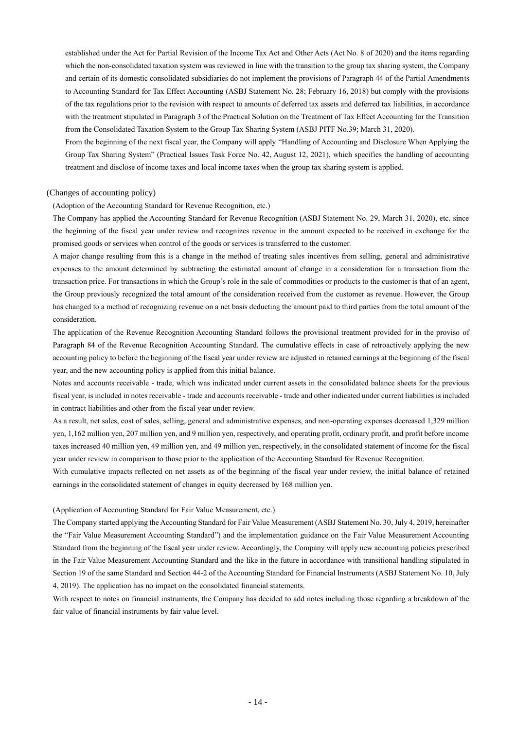established under the Act for Partial Revision of the Income Tax Act and Other Acts (Act No. 8 of 2020) and the items regarding which the non-consolidated taxation system was reviewed in line with the transition to the group tax sharing system, the Company and certain of its domestic consolidated subsidiaries do not implement the provisions of Paragraph 44 of the Partial Amendments to Accounting Standard for Tax Effect Accounting (ASBJ Statement No. 28; February 16, 2018) but comply with the provisions of the tax regulations prior to the revision with respect to amounts of deferred tax assets and deferred tax liabilities, in accordance with the treatment stipulated in Paragraph 3 of the Practical Solution on the Treatment of Tax Effect Accounting for the Transition from the Consolidated Taxation System to the Group Tax Sharing System (ASBJ PITF No.39; March 31, 2020).

From the beginning of the next fiscal year, the Company will apply "Handling of Accounting and Disclosure When Applying the Group Tax Sharing System" (Practical Issues Task Force No. 42, August 12, 2021), which specifies the handling of accounting treatment and disclose of income taxes and local income taxes when the group tax sharing system is applied.

(Changes of accounting policy)

(Adoption of the Accounting Standard for Revenue Recognition, etc.)

The Company has applied the Accounting Standard for Revenue Recognition (ASBJ Statement No. 29, March 31, 2020), etc. since the beginning of the fiscal year under review and recognizes revenue in the amount expected to be received in exchange for the promised goods or services when control of the goods or services is transferred to the customer.

A major change resulting from this is a change in the method of treating sales incentives from selling, general and administrative expenses to the amount determined by subtracting the estimated amount of change in a consideration for a transaction from the transaction price. For transactions in which the Group's role in the sale of commodities or products to the customer is that of an agent, the Group previously recognized the total amount of the consideration received from the customer as revenue. However, the Group has changed to a method of recognizing revenue on a net basis deducting the amount paid to third parties from the total amount of the consideration.

The application of the Revenue Recognition Accounting Standard follows the provisional treatment provided for in the proviso of Paragraph 84 of the Revenue Recognition Accounting Standard. The cumulative effects in case of retroactively applying the new accounting policy to before the beginning of the fiscal year under review are adjusted in retained earnings at the beginning of the fiscal year, and the new accounting policy is applied from this initial balance.

Notes and accounts receivable - trade, which was indicated under current assets in the consolidated balance sheets for the previous fiscal year, is included in notes receivable - trade and accounts receivable - trade and other indicated under current liabilities is included in contract liabilities and other from the fiscal year under review.

As a result, net sales, cost of sales, selling, general and administrative expenses, and non-operating expenses decreased 1,329 million yen, 1,162 million yen, 207 million yen, and 9 million yen, respectively, and operating profit, ordinary profit, and profit before income taxes increased 40 million yen, 49 million yen, and 49 million yen, respectively, in the consolidated statement of income for the fiscal year under review in comparison to those prior to the application of the Accounting Standard for Revenue Recognition.

With cumulative impacts reflected on net assets as of the beginning of the fiscal year under review, the initial balance of retained earnings in the consolidated statement of changes in equity decreased by 168 million yen.

(Application of Accounting Standard for Fair Value Measurement, etc.)

The Company started applying the Accounting Standard for Fair Value Measurement (ASBJ Statement No. 30, July 4, 2019, hereinafter the "Fair Value Measurement Accounting Standard") and the implementation guidance on the Fair Value Measurement Accounting Standard from the beginning of the fiscal year under review. Accordingly, the Company will apply new accounting policies prescribed in the Fair Value Measurement Accounting Standard and the like in the future in accordance with transitional handling stipulated in Section 19 of the same Standard and Section 44-2 of the Accounting Standard for Financial Instruments (ASBJ Statement No. 10, July 4, 2019). The application has no impact on the consolidated financial statements.

With respect to notes on financial instruments, the Company has decided to add notes including those regarding a breakdown of the fair value of financial instruments by fair value level.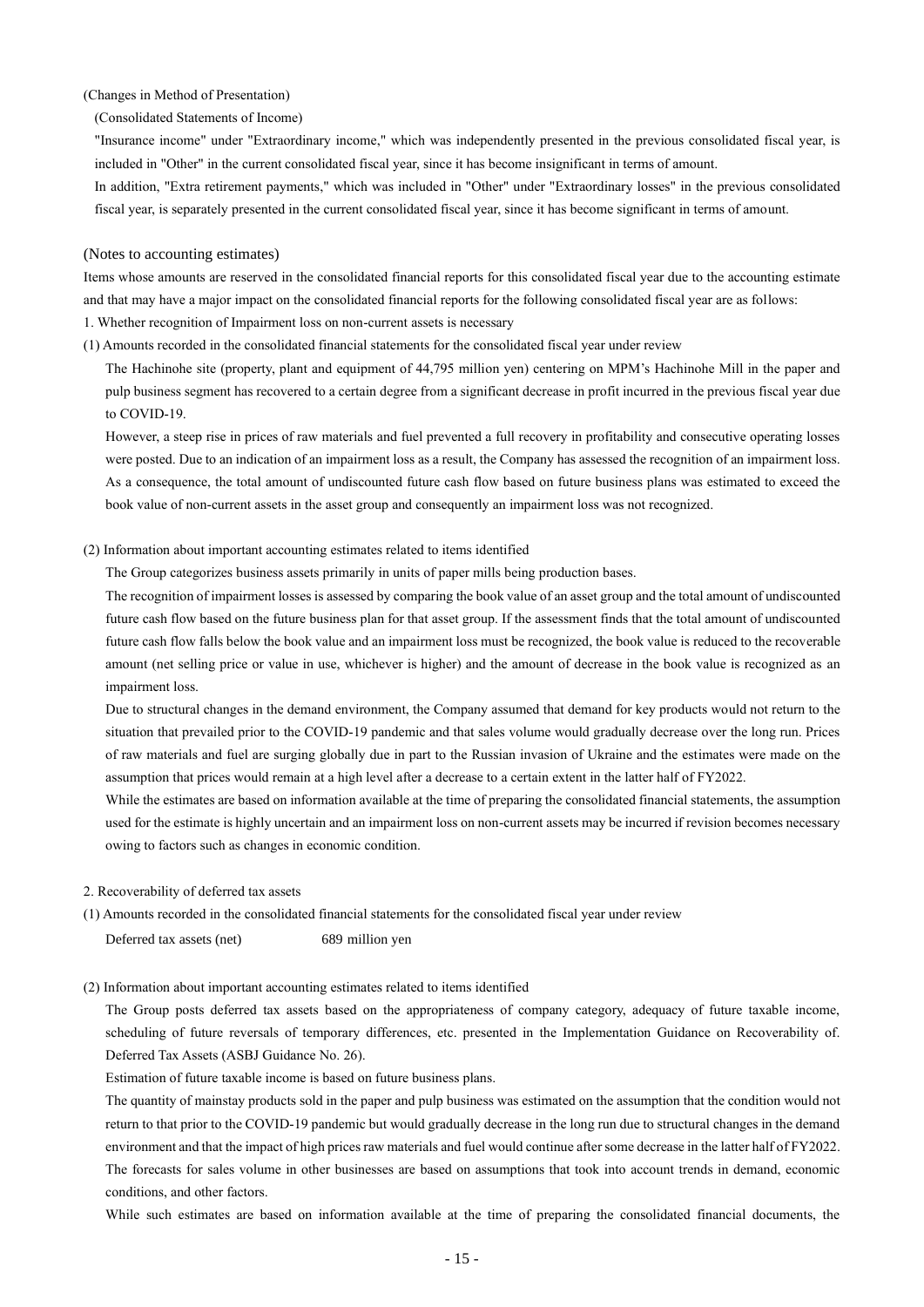(Changes in Method of Presentation)

(Consolidated Statements of Income)

"Insurance income" under "Extraordinary income," which was independently presented in the previous consolidated fiscal year, is included in "Other" in the current consolidated fiscal year, since it has become insignificant in terms of amount.

In addition, "Extra retirement payments," which was included in "Other" under "Extraordinary losses" in the previous consolidated fiscal year, is separately presented in the current consolidated fiscal year, since it has become significant in terms of amount.

(Notes to accounting estimates)

Items whose amounts are reserved in the consolidated financial reports for this consolidated fiscal year due to the accounting estimate and that may have a major impact on the consolidated financial reports for the following consolidated fiscal year are as follows:

1. Whether recognition of Impairment loss on non-current assets is necessary

(1) Amounts recorded in the consolidated financial statements for the consolidated fiscal year under review

The Hachinohe site (property, plant and equipment of 44,795 million yen) centering on MPM's Hachinohe Mill in the paper and pulp business segment has recovered to a certain degree from a significant decrease in profit incurred in the previous fiscal year due to COVID-19.

However, a steep rise in prices of raw materials and fuel prevented a full recovery in profitability and consecutive operating losses were posted. Due to an indication of an impairment loss as a result, the Company has assessed the recognition of an impairment loss. As a consequence, the total amount of undiscounted future cash flow based on future business plans was estimated to exceed the book value of non-current assets in the asset group and consequently an impairment loss was not recognized.

(2) Information about important accounting estimates related to items identified

The Group categorizes business assets primarily in units of paper mills being production bases.

The recognition of impairment losses is assessed by comparing the book value of an asset group and the total amount of undiscounted future cash flow based on the future business plan for that asset group. If the assessment finds that the total amount of undiscounted future cash flow falls below the book value and an impairment loss must be recognized, the book value is reduced to the recoverable amount (net selling price or value in use, whichever is higher) and the amount of decrease in the book value is recognized as an impairment loss.

Due to structural changes in the demand environment, the Company assumed that demand for key products would not return to the situation that prevailed prior to the COVID-19 pandemic and that sales volume would gradually decrease over the long run. Prices of raw materials and fuel are surging globally due in part to the Russian invasion of Ukraine and the estimates were made on the assumption that prices would remain at a high level after a decrease to a certain extent in the latter half of FY2022.

While the estimates are based on information available at the time of preparing the consolidated financial statements, the assumption used for the estimate is highly uncertain and an impairment loss on non-current assets may be incurred if revision becomes necessary owing to factors such as changes in economic condition.

2. Recoverability of deferred tax assets

(1) Amounts recorded in the consolidated financial statements for the consolidated fiscal year under review

Deferred tax assets (net) 689 million yen

(2) Information about important accounting estimates related to items identified

The Group posts deferred tax assets based on the appropriateness of company category, adequacy of future taxable income, scheduling of future reversals of temporary differences, etc. presented in the Implementation Guidance on Recoverability of. Deferred Tax Assets (ASBJ Guidance No. 26).

Estimation of future taxable income is based on future business plans.

The quantity of mainstay products sold in the paper and pulp business was estimated on the assumption that the condition would not return to that prior to the COVID-19 pandemic but would gradually decrease in the long run due to structural changes in the demand environment and that the impact of high prices raw materials and fuel would continue after some decrease in the latter half of FY2022.

The forecasts for sales volume in other businesses are based on assumptions that took into account trends in demand, economic conditions, and other factors.

While such estimates are based on information available at the time of preparing the consolidated financial documents, the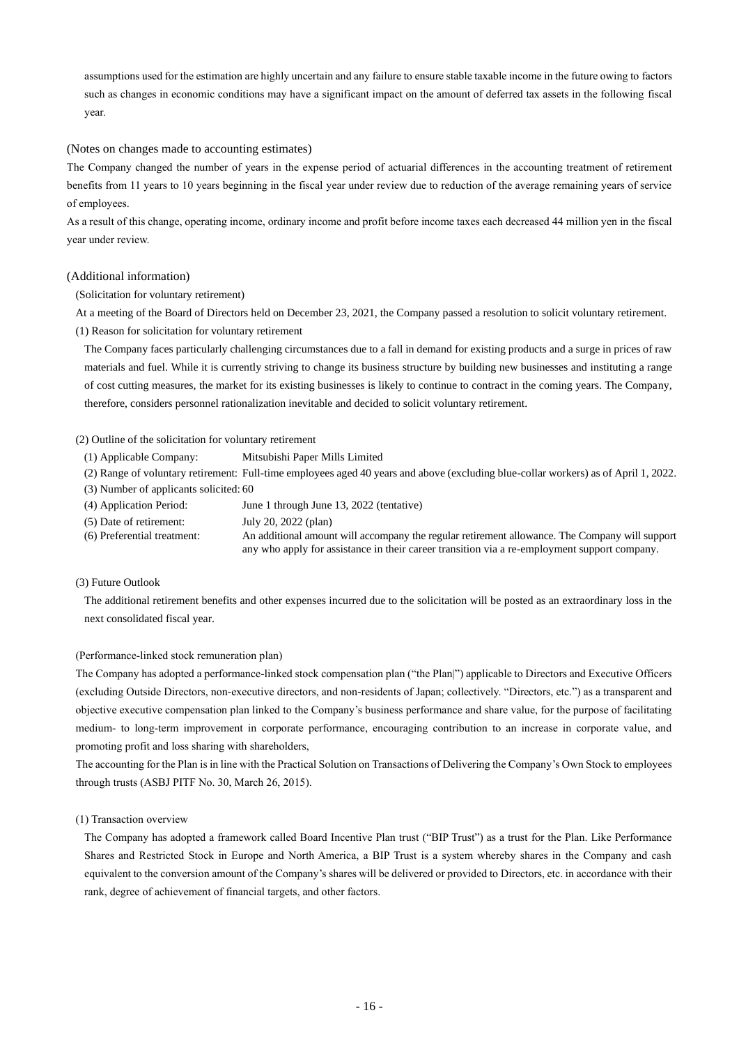assumptions used for the estimation are highly uncertain and any failure to ensure stable taxable income in the future owing to factors such as changes in economic conditions may have a significant impact on the amount of deferred tax assets in the following fiscal year.

(Notes on changes made to accounting estimates)

The Company changed the number of years in the expense period of actuarial differences in the accounting treatment of retirement benefits from 11 years to 10 years beginning in the fiscal year under review due to reduction of the average remaining years of service of employees.

As a result of this change, operating income, ordinary income and profit before income taxes each decreased 44 million yen in the fiscal year under review.

(Additional information)

(Solicitation for voluntary retirement)

At a meeting of the Board of Directors held on December 23, 2021, the Company passed a resolution to solicit voluntary retirement.

(1) Reason for solicitation for voluntary retirement

The Company faces particularly challenging circumstances due to a fall in demand for existing products and a surge in prices of raw materials and fuel. While it is currently striving to change its business structure by building new businesses and instituting a range of cost cutting measures, the market for its existing businesses is likely to continue to contract in the coming years. The Company, therefore, considers personnel rationalization inevitable and decided to solicit voluntary retirement.

(2) Outline of the solicitation for voluntary retirement

| | |
|---|---|
| (1) Applicable Company: | Mitsubishi Paper Mills Limited |
| (2) Range of voluntary retirement: | Full-time employees aged 40 years and above (excluding blue-collar workers) as of April 1, 2022. |
| (3) Number of applicants solicited: | 60 |
| (4) Application Period: | June 1 through June 13, 2022 (tentative) |
| (5) Date of retirement: | July 20, 2022 (plan) |
| (6) Preferential treatment: | An additional amount will accompany the regular retirement allowance. The Company will support any who apply for assistance in their career transition via a re-employment support company. |

(3) Future Outlook

The additional retirement benefits and other expenses incurred due to the solicitation will be posted as an extraordinary loss in the next consolidated fiscal year.

(Performance-linked stock remuneration plan)

The Company has adopted a performance-linked stock compensation plan ("the Plan|") applicable to Directors and Executive Officers (excluding Outside Directors, non-executive directors, and non-residents of Japan; collectively. "Directors, etc.") as a transparent and objective executive compensation plan linked to the Company's business performance and share value, for the purpose of facilitating medium- to long-term improvement in corporate performance, encouraging contribution to an increase in corporate value, and promoting profit and loss sharing with shareholders,

The accounting for the Plan is in line with the Practical Solution on Transactions of Delivering the Company's Own Stock to employees through trusts (ASBJ PITF No. 30, March 26, 2015).

(1) Transaction overview

The Company has adopted a framework called Board Incentive Plan trust ("BIP Trust") as a trust for the Plan. Like Performance Shares and Restricted Stock in Europe and North America, a BIP Trust is a system whereby shares in the Company and cash equivalent to the conversion amount of the Company's shares will be delivered or provided to Directors, etc. in accordance with their rank, degree of achievement of financial targets, and other factors.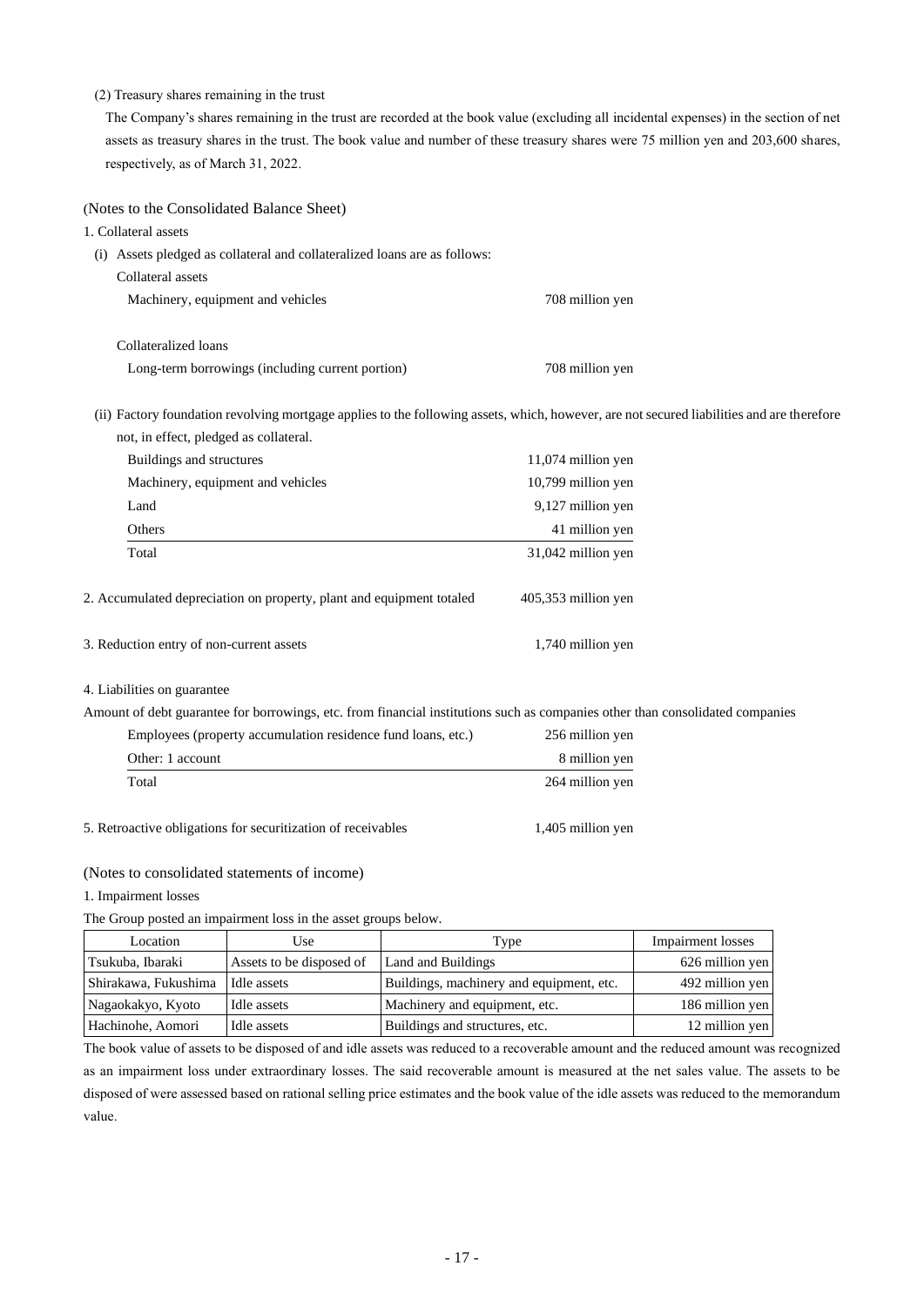(2) Treasury shares remaining in the trust

The Company's shares remaining in the trust are recorded at the book value (excluding all incidental expenses) in the section of net assets as treasury shares in the trust. The book value and number of these treasury shares were 75 million yen and 203,600 shares, respectively, as of March 31, 2022.

(Notes to the Consolidated Balance Sheet)

1. Collateral assets

(i) Assets pledged as collateral and collateralized loans are as follows:

| | |
|---|---|
| Collateral assets | |
| Machinery, equipment and vehicles | 708 million yen |
| Collateralized loans | |
| Long-term borrowings (including current portion) | 708 million yen |

(ii) Factory foundation revolving mortgage applies to the following assets, which, however, are not secured liabilities and are therefore not, in effect, pledged as collateral.

| | |
|---|---|
| Buildings and structures | 11,074 million yen |
| Machinery, equipment and vehicles | 10,799 million yen |
| Land | 9,127 million yen |
| Others | 41 million yen |
| Total | 31,042 million yen |

2. Accumulated depreciation on property, plant and equipment totaled 405,353 million yen

3. Reduction entry of non-current assets 1,740 million yen

4. Liabilities on guarantee

Amount of debt guarantee for borrowings, etc. from financial institutions such as companies other than consolidated companies

| | |
|---|---|
| Employees (property accumulation residence fund loans, etc.) | 256 million yen |
| Other: 1 account | 8 million yen |
| Total | 264 million yen |

5. Retroactive obligations for securitization of receivables 1,405 million yen

(Notes to consolidated statements of income)

1. Impairment losses

The Group posted an impairment loss in the asset groups below.

| Location | Use | Type | Impairment losses |
|---|---|---|---|
| Tsukuba, Ibaraki | Assets to be disposed of | Land and Buildings | 626 million yen |
| Shirakawa, Fukushima | Idle assets | Buildings, machinery and equipment, etc. | 492 million yen |
| Nagaokakyo, Kyoto | Idle assets | Machinery and equipment, etc. | 186 million yen |
| Hachinohe, Aomori | Idle assets | Buildings and structures, etc. | 12 million yen |

The book value of assets to be disposed of and idle assets was reduced to a recoverable amount and the reduced amount was recognized as an impairment loss under extraordinary losses. The said recoverable amount is measured at the net sales value. The assets to be disposed of were assessed based on rational selling price estimates and the book value of the idle assets was reduced to the memorandum value.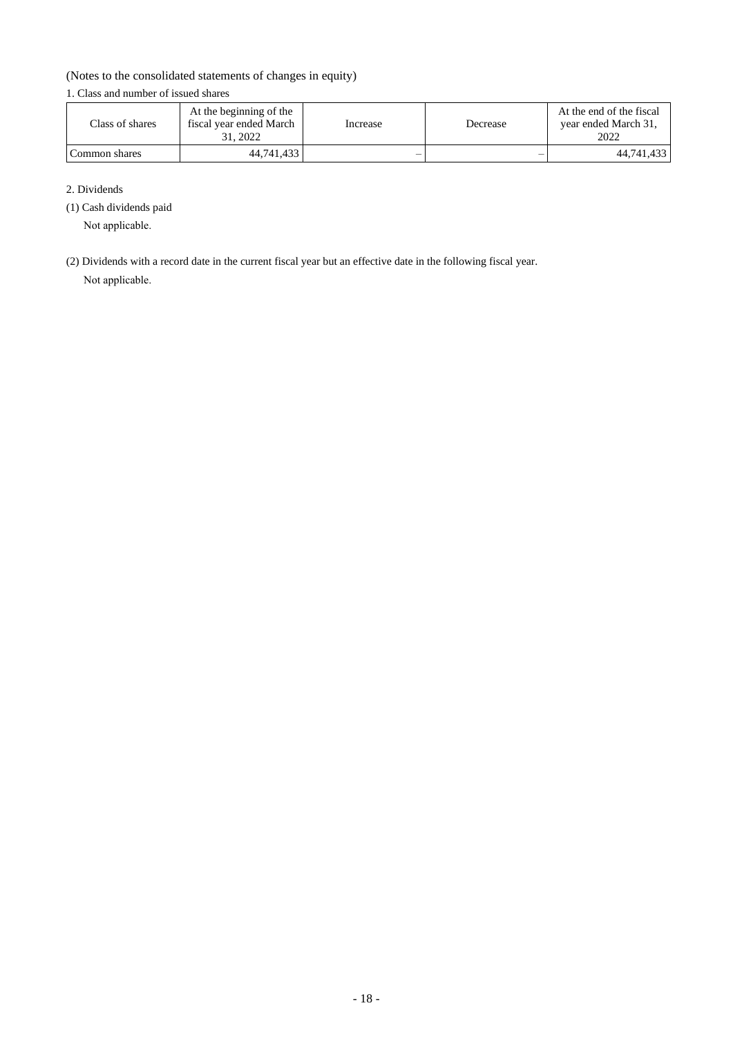(Notes to the consolidated statements of changes in equity)

1. Class and number of issued shares

| Class of shares | At the beginning of the fiscal year ended March 31, 2022 | Increase | Decrease | At the end of the fiscal year ended March 31, 2022 |
|---|---|---|---|---|
| Common shares | 44,741,433 | – | – | 44,741,433 |

2. Dividends

(1) Cash dividends paid

Not applicable.

(2) Dividends with a record date in the current fiscal year but an effective date in the following fiscal year.

Not applicable.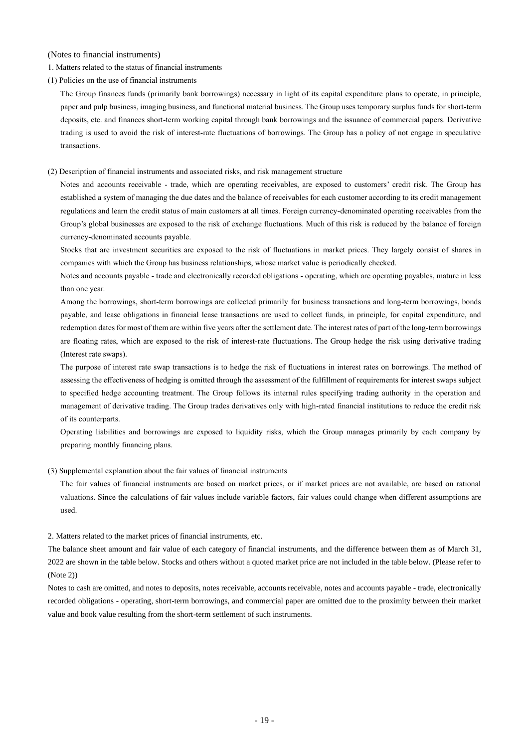(Notes to financial instruments)

1. Matters related to the status of financial instruments

(1) Policies on the use of financial instruments

The Group finances funds (primarily bank borrowings) necessary in light of its capital expenditure plans to operate, in principle, paper and pulp business, imaging business, and functional material business. The Group uses temporary surplus funds for short-term deposits, etc. and finances short-term working capital through bank borrowings and the issuance of commercial papers. Derivative trading is used to avoid the risk of interest-rate fluctuations of borrowings. The Group has a policy of not engage in speculative transactions.

(2) Description of financial instruments and associated risks, and risk management structure

Notes and accounts receivable - trade, which are operating receivables, are exposed to customers' credit risk. The Group has established a system of managing the due dates and the balance of receivables for each customer according to its credit management regulations and learn the credit status of main customers at all times. Foreign currency-denominated operating receivables from the Group's global businesses are exposed to the risk of exchange fluctuations. Much of this risk is reduced by the balance of foreign currency-denominated accounts payable.

Stocks that are investment securities are exposed to the risk of fluctuations in market prices. They largely consist of shares in companies with which the Group has business relationships, whose market value is periodically checked.

Notes and accounts payable - trade and electronically recorded obligations - operating, which are operating payables, mature in less than one year.

Among the borrowings, short-term borrowings are collected primarily for business transactions and long-term borrowings, bonds payable, and lease obligations in financial lease transactions are used to collect funds, in principle, for capital expenditure, and redemption dates for most of them are within five years after the settlement date. The interest rates of part of the long-term borrowings are floating rates, which are exposed to the risk of interest-rate fluctuations. The Group hedge the risk using derivative trading (Interest rate swaps).

The purpose of interest rate swap transactions is to hedge the risk of fluctuations in interest rates on borrowings. The method of assessing the effectiveness of hedging is omitted through the assessment of the fulfillment of requirements for interest swaps subject to specified hedge accounting treatment. The Group follows its internal rules specifying trading authority in the operation and management of derivative trading. The Group trades derivatives only with high-rated financial institutions to reduce the credit risk of its counterparts.

Operating liabilities and borrowings are exposed to liquidity risks, which the Group manages primarily by each company by preparing monthly financing plans.

(3) Supplemental explanation about the fair values of financial instruments

The fair values of financial instruments are based on market prices, or if market prices are not available, are based on rational valuations. Since the calculations of fair values include variable factors, fair values could change when different assumptions are used.

2. Matters related to the market prices of financial instruments, etc.

The balance sheet amount and fair value of each category of financial instruments, and the difference between them as of March 31, 2022 are shown in the table below. Stocks and others without a quoted market price are not included in the table below. (Please refer to (Note 2))

Notes to cash are omitted, and notes to deposits, notes receivable, accounts receivable, notes and accounts payable - trade, electronically recorded obligations - operating, short-term borrowings, and commercial paper are omitted due to the proximity between their market value and book value resulting from the short-term settlement of such instruments.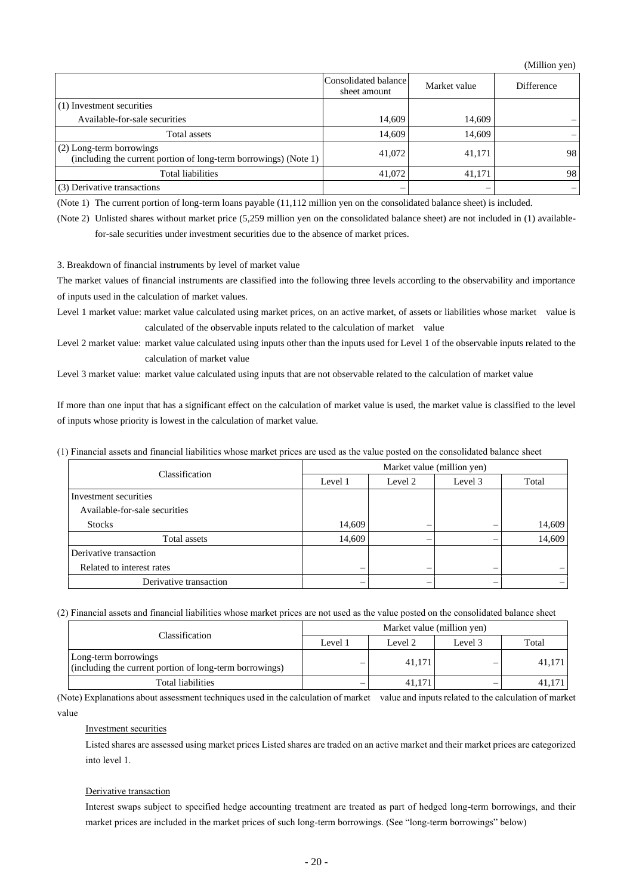(Million yen)

| | Consolidated balance sheet amount | Market value | Difference |
|---|---|---|---|
| (1) Investment securities | | | |
| Available-for-sale securities | 14,609 | 14,609 | – |
| Total assets | 14,609 | 14,609 | – |
| (2) Long-term borrowings (including the current portion of long-term borrowings) (Note 1) | 41,072 | 41,171 | 98 |
| Total liabilities | 41,072 | 41,171 | 98 |
| (3) Derivative transactions | – | – | – |

(Note 1) The current portion of long-term loans payable (11,112 million yen on the consolidated balance sheet) is included.

(Note 2) Unlisted shares without market price (5,259 million yen on the consolidated balance sheet) are not included in (1) available-for-sale securities under investment securities due to the absence of market prices.

3. Breakdown of financial instruments by level of market value

The market values of financial instruments are classified into the following three levels according to the observability and importance of inputs used in the calculation of market values.

Level 1 market value: market value calculated using market prices, on an active market, of assets or liabilities whose market value is calculated of the observable inputs related to the calculation of market value

Level 2 market value: market value calculated using inputs other than the inputs used for Level 1 of the observable inputs related to the calculation of market value

Level 3 market value: market value calculated using inputs that are not observable related to the calculation of market value

If more than one input that has a significant effect on the calculation of market value is used, the market value is classified to the level of inputs whose priority is lowest in the calculation of market value.

(1) Financial assets and financial liabilities whose market prices are used as the value posted on the consolidated balance sheet

| Classification | Market value (million yen) | | | |
|---|---|---|---|---|
| | Level 1 | Level 2 | Level 3 | Total |
| Investment securities | | | | |
| Available-for-sale securities | | | | |
| Stocks | 14,609 | – | – | 14,609 |
| Total assets | 14,609 | – | – | 14,609 |
| Derivative transaction | | | | |
| Related to interest rates | – | – | – | – |
| Derivative transaction | – | – | – | – |

(2) Financial assets and financial liabilities whose market prices are not used as the value posted on the consolidated balance sheet

| Classification | Market value (million yen) | | | |
|---|---|---|---|---|
| | Level 1 | Level 2 | Level 3 | Total |
| Long-term borrowings (including the current portion of long-term borrowings) | – | 41,171 | – | 41,171 |
| Total liabilities | – | 41,171 | – | 41,171 |

(Note) Explanations about assessment techniques used in the calculation of market value and inputs related to the calculation of market value

Investment securities

Listed shares are assessed using market prices Listed shares are traded on an active market and their market prices are categorized into level 1.

Derivative transaction

Interest swaps subject to specified hedge accounting treatment are treated as part of hedged long-term borrowings, and their market prices are included in the market prices of such long-term borrowings. (See "long-term borrowings" below)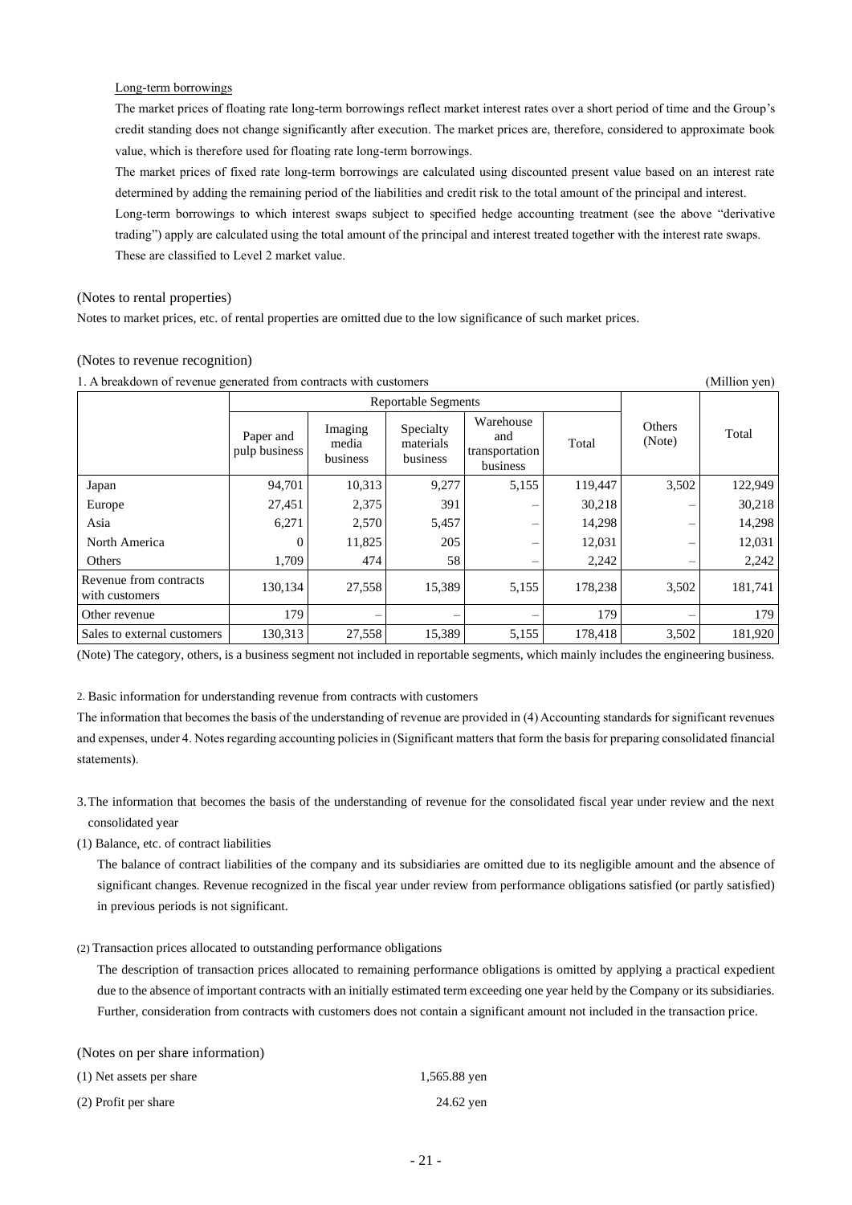Long-term borrowings

The market prices of floating rate long-term borrowings reflect market interest rates over a short period of time and the Group's credit standing does not change significantly after execution. The market prices are, therefore, considered to approximate book value, which is therefore used for floating rate long-term borrowings.

The market prices of fixed rate long-term borrowings are calculated using discounted present value based on an interest rate determined by adding the remaining period of the liabilities and credit risk to the total amount of the principal and interest.

Long-term borrowings to which interest swaps subject to specified hedge accounting treatment (see the above "derivative trading") apply are calculated using the total amount of the principal and interest treated together with the interest rate swaps.

These are classified to Level 2 market value.

(Notes to rental properties)

Notes to market prices, etc. of rental properties are omitted due to the low significance of such market prices.

(Notes to revenue recognition)

1. A breakdown of revenue generated from contracts with customers (Million yen)

| | Reportable Segments | | | | | Others (Note) | Total |
|---|---|---|---|---|---|---|---|
| | Paper and pulp business | Imaging media business | Specialty materials business | Warehouse and transportation business | Total | | |
| Japan | 94,701 | 10,313 | 9,277 | 5,155 | 119,447 | 3,502 | 122,949 |
| Europe | 27,451 | 2,375 | 391 | – | 30,218 | – | 30,218 |
| Asia | 6,271 | 2,570 | 5,457 | – | 14,298 | – | 14,298 |
| North America | 0 | 11,825 | 205 | – | 12,031 | – | 12,031 |
| Others | 1,709 | 474 | 58 | – | 2,242 | – | 2,242 |
| Revenue from contracts with customers | 130,134 | 27,558 | 15,389 | 5,155 | 178,238 | 3,502 | 181,741 |
| Other revenue | 179 | – | – | – | 179 | – | 179 |
| Sales to external customers | 130,313 | 27,558 | 15,389 | 5,155 | 178,418 | 3,502 | 181,920 |

(Note) The category, others, is a business segment not included in reportable segments, which mainly includes the engineering business.

2. Basic information for understanding revenue from contracts with customers

The information that becomes the basis of the understanding of revenue are provided in (4) Accounting standards for significant revenues and expenses, under 4. Notes regarding accounting policies in (Significant matters that form the basis for preparing consolidated financial statements).

3. The information that becomes the basis of the understanding of revenue for the consolidated fiscal year under review and the next consolidated year

(1) Balance, etc. of contract liabilities

The balance of contract liabilities of the company and its subsidiaries are omitted due to its negligible amount and the absence of significant changes. Revenue recognized in the fiscal year under review from performance obligations satisfied (or partly satisfied) in previous periods is not significant.

(2) Transaction prices allocated to outstanding performance obligations

The description of transaction prices allocated to remaining performance obligations is omitted by applying a practical expedient due to the absence of important contracts with an initially estimated term exceeding one year held by the Company or its subsidiaries. Further, consideration from contracts with customers does not contain a significant amount not included in the transaction price.

(Notes on per share information)

(1) Net assets per share 1,565.88 yen

(2) Profit per share 24.62 yen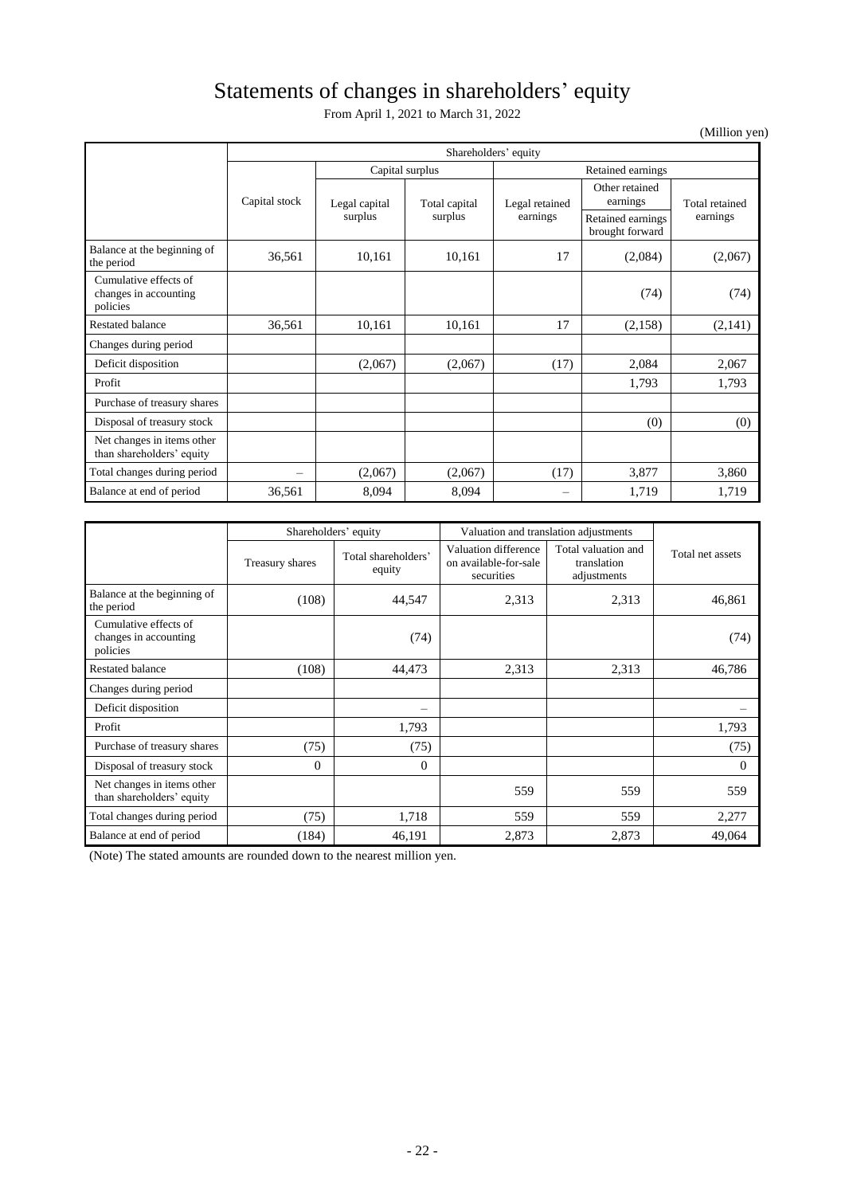# Statements of changes in shareholders' equity

From April 1, 2021 to March 31, 2022

(Million yen)

| | Shareholders' equity | | | | | |
|---|---|---|---|---|---|---|
| | | Capital surplus | | Retained earnings | | |
| | Capital stock | Legal capital surplus | Total capital surplus | Legal retained earnings | Other retained earnings<br>Retained earnings brought forward | Total retained earnings |
| Balance at the beginning of the period | 36,561 | 10,161 | 10,161 | 17 | (2,084) | (2,067) |
| Cumulative effects of changes in accounting policies | | | | | (74) | (74) |
| Restated balance | 36,561 | 10,161 | 10,161 | 17 | (2,158) | (2,141) |
| Changes during period | | | | | | |
| Deficit disposition | | (2,067) | (2,067) | (17) | 2,084 | 2,067 |
| Profit | | | | | 1,793 | 1,793 |
| Purchase of treasury shares | | | | | | |
| Disposal of treasury stock | | | | | (0) | (0) |
| Net changes in items other than shareholders' equity | | | | | | |
| Total changes during period | – | (2,067) | (2,067) | (17) | 3,877 | 3,860 |
| Balance at end of period | 36,561 | 8,094 | 8,094 | – | 1,719 | 1,719 |

| | Shareholders' equity | | Valuation and translation adjustments | | |
|---|---|---|---|---|---|
| | Treasury shares | Total shareholders' equity | Valuation difference on available-for-sale securities | Total valuation and translation adjustments | Total net assets |
| Balance at the beginning of the period | (108) | 44,547 | 2,313 | 2,313 | 46,861 |
| Cumulative effects of changes in accounting policies | | (74) | | | (74) |
| Restated balance | (108) | 44,473 | 2,313 | 2,313 | 46,786 |
| Changes during period | | | | | |
| Deficit disposition | | – | | | – |
| Profit | | 1,793 | | | 1,793 |
| Purchase of treasury shares | (75) | (75) | | | (75) |
| Disposal of treasury stock | 0 | 0 | | | 0 |
| Net changes in items other than shareholders' equity | | | 559 | 559 | 559 |
| Total changes during period | (75) | 1,718 | 559 | 559 | 2,277 |
| Balance at end of period | (184) | 46,191 | 2,873 | 2,873 | 49,064 |

(Note) The stated amounts are rounded down to the nearest million yen.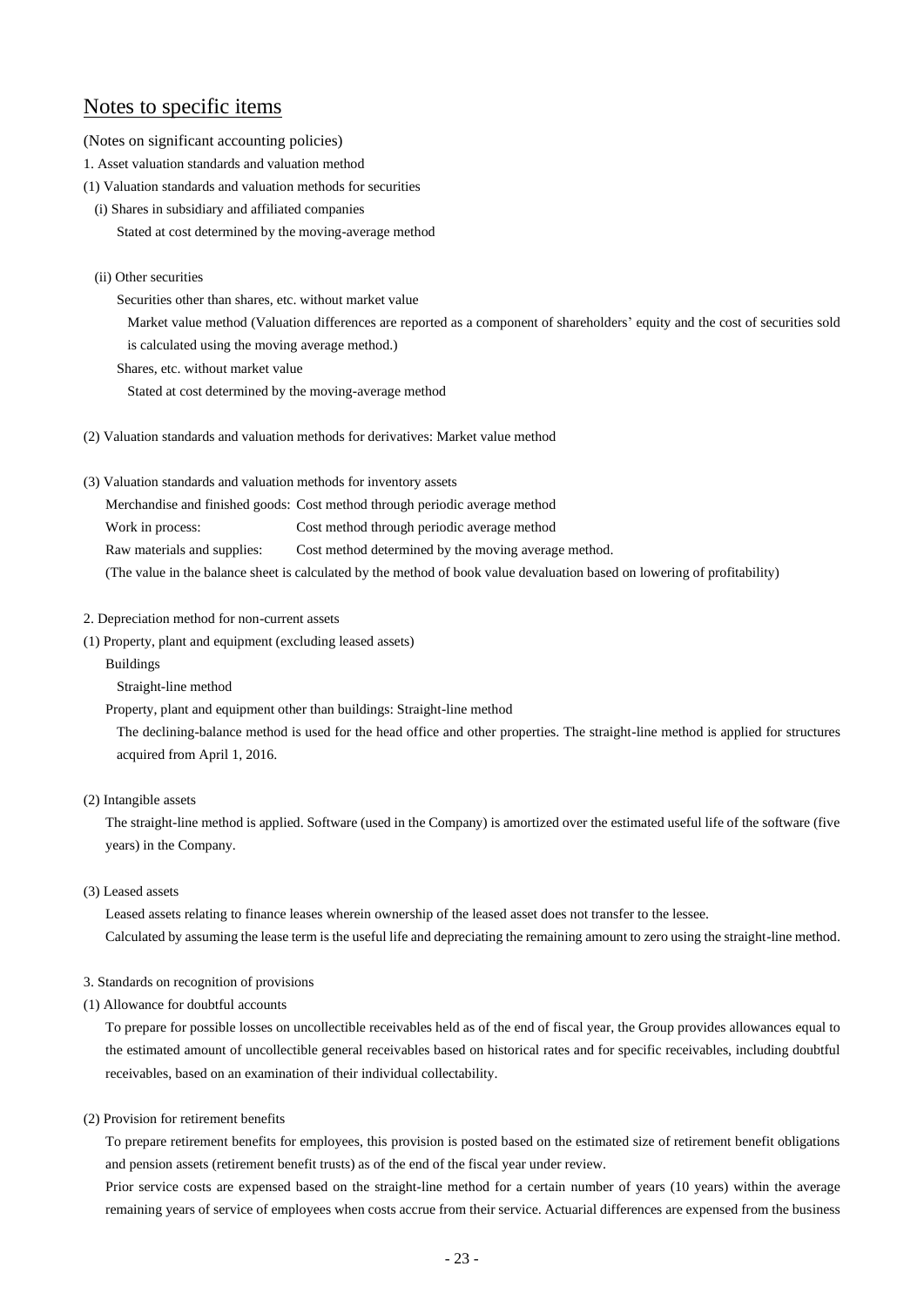## Notes to specific items

(Notes on significant accounting policies)

1. Asset valuation standards and valuation method

(1) Valuation standards and valuation methods for securities

(i) Shares in subsidiary and affiliated companies

Stated at cost determined by the moving-average method

(ii) Other securities

Securities other than shares, etc. without market value

Market value method (Valuation differences are reported as a component of shareholders' equity and the cost of securities sold is calculated using the moving average method.)

Shares, etc. without market value

Stated at cost determined by the moving-average method

(2) Valuation standards and valuation methods for derivatives: Market value method

(3) Valuation standards and valuation methods for inventory assets

| | |
|---|---|
| Merchandise and finished goods: | Cost method through periodic average method |
| Work in process: | Cost method through periodic average method |
| Raw materials and supplies: | Cost method determined by the moving average method. |

(The value in the balance sheet is calculated by the method of book value devaluation based on lowering of profitability)

2. Depreciation method for non-current assets

(1) Property, plant and equipment (excluding leased assets)

Buildings

Straight-line method

Property, plant and equipment other than buildings: Straight-line method

The declining-balance method is used for the head office and other properties. The straight-line method is applied for structures acquired from April 1, 2016.

(2) Intangible assets

The straight-line method is applied. Software (used in the Company) is amortized over the estimated useful life of the software (five years) in the Company.

(3) Leased assets

Leased assets relating to finance leases wherein ownership of the leased asset does not transfer to the lessee.

Calculated by assuming the lease term is the useful life and depreciating the remaining amount to zero using the straight-line method.

3. Standards on recognition of provisions

(1) Allowance for doubtful accounts

To prepare for possible losses on uncollectible receivables held as of the end of fiscal year, the Group provides allowances equal to the estimated amount of uncollectible general receivables based on historical rates and for specific receivables, including doubtful receivables, based on an examination of their individual collectability.

(2) Provision for retirement benefits

To prepare retirement benefits for employees, this provision is posted based on the estimated size of retirement benefit obligations and pension assets (retirement benefit trusts) as of the end of the fiscal year under review.

Prior service costs are expensed based on the straight-line method for a certain number of years (10 years) within the average remaining years of service of employees when costs accrue from their service. Actuarial differences are expensed from the business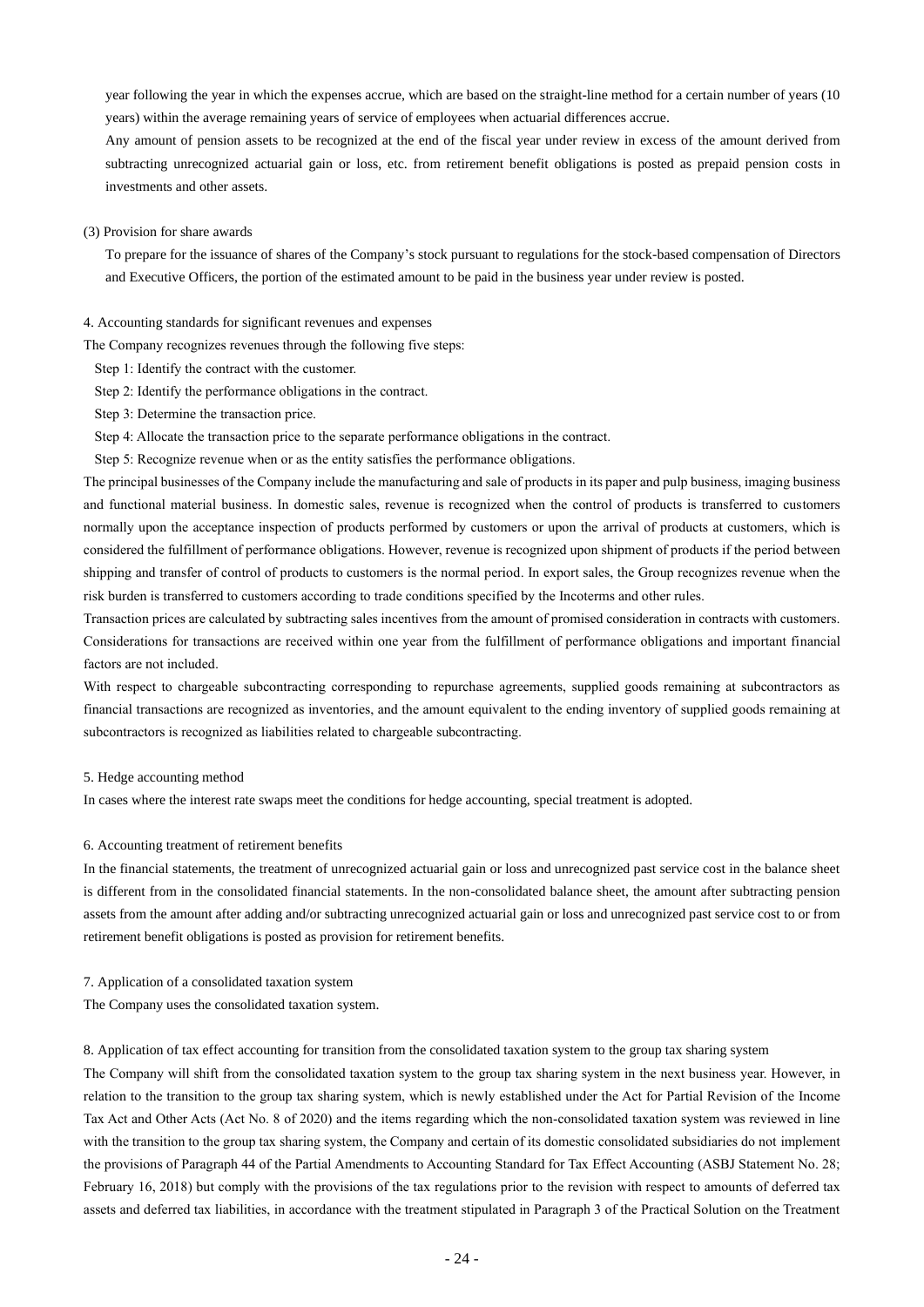year following the year in which the expenses accrue, which are based on the straight-line method for a certain number of years (10 years) within the average remaining years of service of employees when actuarial differences accrue.

Any amount of pension assets to be recognized at the end of the fiscal year under review in excess of the amount derived from subtracting unrecognized actuarial gain or loss, etc. from retirement benefit obligations is posted as prepaid pension costs in investments and other assets.

(3) Provision for share awards

To prepare for the issuance of shares of the Company's stock pursuant to regulations for the stock-based compensation of Directors and Executive Officers, the portion of the estimated amount to be paid in the business year under review is posted.

4. Accounting standards for significant revenues and expenses

The Company recognizes revenues through the following five steps:

Step 1: Identify the contract with the customer.

Step 2: Identify the performance obligations in the contract.

Step 3: Determine the transaction price.

Step 4: Allocate the transaction price to the separate performance obligations in the contract.

Step 5: Recognize revenue when or as the entity satisfies the performance obligations.

The principal businesses of the Company include the manufacturing and sale of products in its paper and pulp business, imaging business and functional material business. In domestic sales, revenue is recognized when the control of products is transferred to customers normally upon the acceptance inspection of products performed by customers or upon the arrival of products at customers, which is considered the fulfillment of performance obligations. However, revenue is recognized upon shipment of products if the period between shipping and transfer of control of products to customers is the normal period. In export sales, the Group recognizes revenue when the risk burden is transferred to customers according to trade conditions specified by the Incoterms and other rules.

Transaction prices are calculated by subtracting sales incentives from the amount of promised consideration in contracts with customers. Considerations for transactions are received within one year from the fulfillment of performance obligations and important financial factors are not included.

With respect to chargeable subcontracting corresponding to repurchase agreements, supplied goods remaining at subcontractors as financial transactions are recognized as inventories, and the amount equivalent to the ending inventory of supplied goods remaining at subcontractors is recognized as liabilities related to chargeable subcontracting.

5. Hedge accounting method

In cases where the interest rate swaps meet the conditions for hedge accounting, special treatment is adopted.

6. Accounting treatment of retirement benefits

In the financial statements, the treatment of unrecognized actuarial gain or loss and unrecognized past service cost in the balance sheet is different from in the consolidated financial statements. In the non-consolidated balance sheet, the amount after subtracting pension assets from the amount after adding and/or subtracting unrecognized actuarial gain or loss and unrecognized past service cost to or from retirement benefit obligations is posted as provision for retirement benefits.

7. Application of a consolidated taxation system

The Company uses the consolidated taxation system.

8. Application of tax effect accounting for transition from the consolidated taxation system to the group tax sharing system

The Company will shift from the consolidated taxation system to the group tax sharing system in the next business year. However, in relation to the transition to the group tax sharing system, which is newly established under the Act for Partial Revision of the Income Tax Act and Other Acts (Act No. 8 of 2020) and the items regarding which the non-consolidated taxation system was reviewed in line with the transition to the group tax sharing system, the Company and certain of its domestic consolidated subsidiaries do not implement the provisions of Paragraph 44 of the Partial Amendments to Accounting Standard for Tax Effect Accounting (ASBJ Statement No. 28; February 16, 2018) but comply with the provisions of the tax regulations prior to the revision with respect to amounts of deferred tax assets and deferred tax liabilities, in accordance with the treatment stipulated in Paragraph 3 of the Practical Solution on the Treatment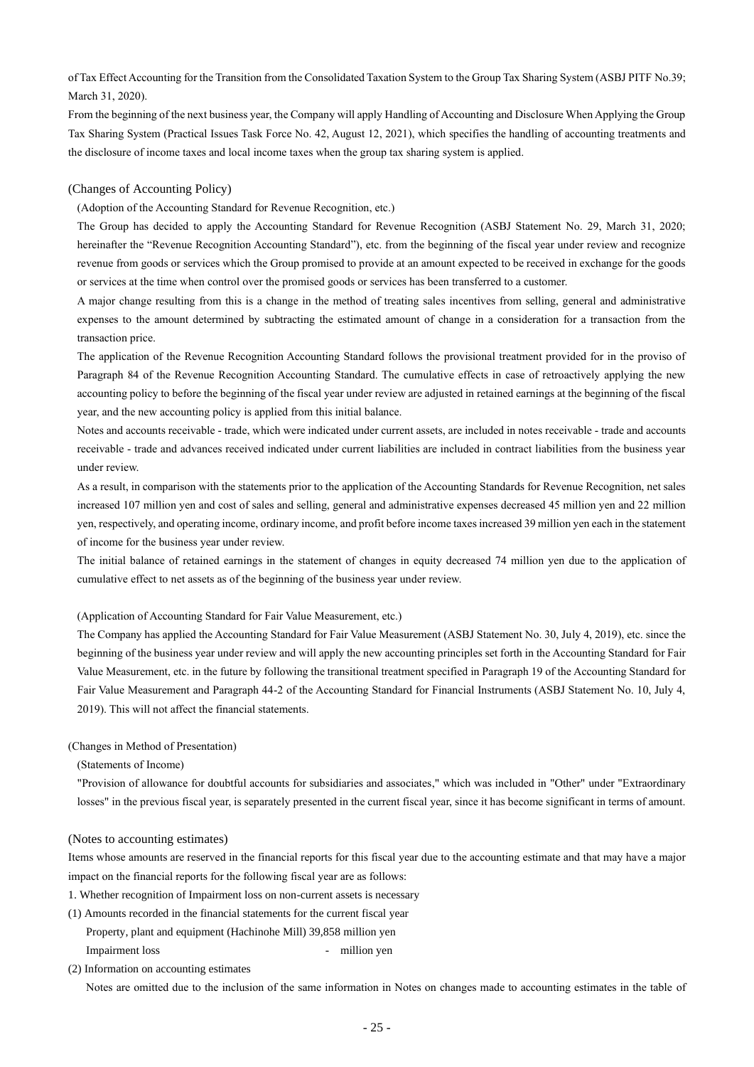of Tax Effect Accounting for the Transition from the Consolidated Taxation System to the Group Tax Sharing System (ASBJ PITF No.39; March 31, 2020).

From the beginning of the next business year, the Company will apply Handling of Accounting and Disclosure When Applying the Group Tax Sharing System (Practical Issues Task Force No. 42, August 12, 2021), which specifies the handling of accounting treatments and the disclosure of income taxes and local income taxes when the group tax sharing system is applied.

## (Changes of Accounting Policy)

(Adoption of the Accounting Standard for Revenue Recognition, etc.)

The Group has decided to apply the Accounting Standard for Revenue Recognition (ASBJ Statement No. 29, March 31, 2020; hereinafter the "Revenue Recognition Accounting Standard"), etc. from the beginning of the fiscal year under review and recognize revenue from goods or services which the Group promised to provide at an amount expected to be received in exchange for the goods or services at the time when control over the promised goods or services has been transferred to a customer.

A major change resulting from this is a change in the method of treating sales incentives from selling, general and administrative expenses to the amount determined by subtracting the estimated amount of change in a consideration for a transaction from the transaction price.

The application of the Revenue Recognition Accounting Standard follows the provisional treatment provided for in the proviso of Paragraph 84 of the Revenue Recognition Accounting Standard. The cumulative effects in case of retroactively applying the new accounting policy to before the beginning of the fiscal year under review are adjusted in retained earnings at the beginning of the fiscal year, and the new accounting policy is applied from this initial balance.

Notes and accounts receivable - trade, which were indicated under current assets, are included in notes receivable - trade and accounts receivable - trade and advances received indicated under current liabilities are included in contract liabilities from the business year under review.

As a result, in comparison with the statements prior to the application of the Accounting Standards for Revenue Recognition, net sales increased 107 million yen and cost of sales and selling, general and administrative expenses decreased 45 million yen and 22 million yen, respectively, and operating income, ordinary income, and profit before income taxes increased 39 million yen each in the statement of income for the business year under review.

The initial balance of retained earnings in the statement of changes in equity decreased 74 million yen due to the application of cumulative effect to net assets as of the beginning of the business year under review.

(Application of Accounting Standard for Fair Value Measurement, etc.)

The Company has applied the Accounting Standard for Fair Value Measurement (ASBJ Statement No. 30, July 4, 2019), etc. since the beginning of the business year under review and will apply the new accounting principles set forth in the Accounting Standard for Fair Value Measurement, etc. in the future by following the transitional treatment specified in Paragraph 19 of the Accounting Standard for Fair Value Measurement and Paragraph 44-2 of the Accounting Standard for Financial Instruments (ASBJ Statement No. 10, July 4, 2019). This will not affect the financial statements.

## (Changes in Method of Presentation)

(Statements of Income)

"Provision of allowance for doubtful accounts for subsidiaries and associates," which was included in "Other" under "Extraordinary losses" in the previous fiscal year, is separately presented in the current fiscal year, since it has become significant in terms of amount.

## (Notes to accounting estimates)

Items whose amounts are reserved in the financial reports for this fiscal year due to the accounting estimate and that may have a major impact on the financial reports for the following fiscal year are as follows:

1. Whether recognition of Impairment loss on non-current assets is necessary

(1) Amounts recorded in the financial statements for the current fiscal year

| | |
|---|---|
| Property, plant and equipment (Hachinohe Mill) | 39,858 million yen |
| Impairment loss | - million yen |

(2) Information on accounting estimates

Notes are omitted due to the inclusion of the same information in Notes on changes made to accounting estimates in the table of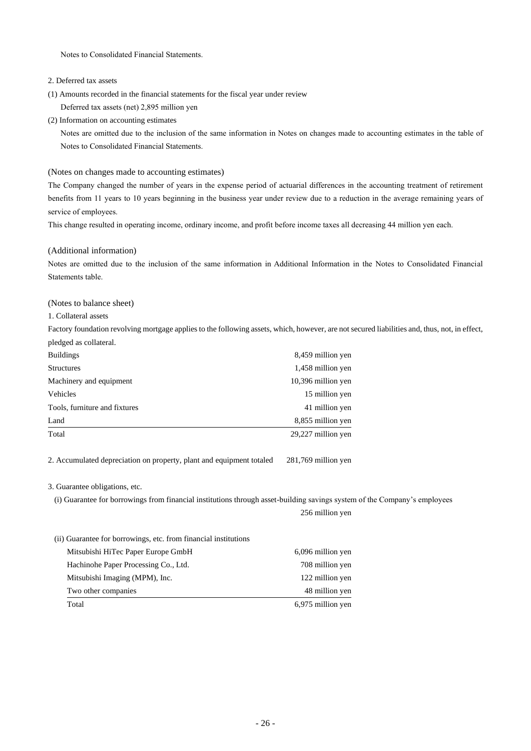Notes to Consolidated Financial Statements.

2. Deferred tax assets

(1) Amounts recorded in the financial statements for the fiscal year under review

Deferred tax assets (net) 2,895 million yen

(2) Information on accounting estimates

Notes are omitted due to the inclusion of the same information in Notes on changes made to accounting estimates in the table of Notes to Consolidated Financial Statements.

## (Notes on changes made to accounting estimates)

The Company changed the number of years in the expense period of actuarial differences in the accounting treatment of retirement benefits from 11 years to 10 years beginning in the business year under review due to a reduction in the average remaining years of service of employees.

This change resulted in operating income, ordinary income, and profit before income taxes all decreasing 44 million yen each.

## (Additional information)

Notes are omitted due to the inclusion of the same information in Additional Information in the Notes to Consolidated Financial Statements table.

## (Notes to balance sheet)

1. Collateral assets

Factory foundation revolving mortgage applies to the following assets, which, however, are not secured liabilities and, thus, not, in effect, pledged as collateral.

| | |
|---|---|
| Buildings | 8,459 million yen |
| Structures | 1,458 million yen |
| Machinery and equipment | 10,396 million yen |
| Vehicles | 15 million yen |
| Tools, furniture and fixtures | 41 million yen |
| Land | 8,855 million yen |
| Total | 29,227 million yen |

2. Accumulated depreciation on property, plant and equipment totaled 281,769 million yen

3. Guarantee obligations, etc.

(i) Guarantee for borrowings from financial institutions through asset-building savings system of the Company's employees

256 million yen

(ii) Guarantee for borrowings, etc. from financial institutions

| | |
|---|---|
| Mitsubishi HiTec Paper Europe GmbH | 6,096 million yen |
| Hachinohe Paper Processing Co., Ltd. | 708 million yen |
| Mitsubishi Imaging (MPM), Inc. | 122 million yen |
| Two other companies | 48 million yen |
| Total | 6,975 million yen |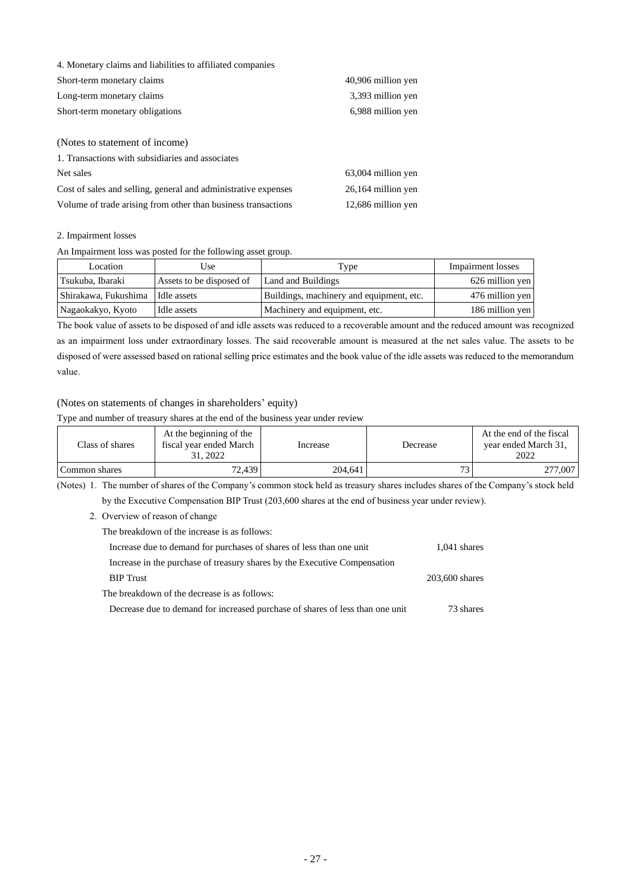4. Monetary claims and liabilities to affiliated companies

| | |
|---|---|
| Short-term monetary claims | 40,906 million yen |
| Long-term monetary claims | 3,393 million yen |
| Short-term monetary obligations | 6,988 million yen |

(Notes to statement of income)

1. Transactions with subsidiaries and associates

| | |
|---|---|
| Net sales | 63,004 million yen |
| Cost of sales and selling, general and administrative expenses | 26,164 million yen |
| Volume of trade arising from other than business transactions | 12,686 million yen |

2. Impairment losses

An Impairment loss was posted for the following asset group.

| Location | Use | Type | Impairment losses |
|---|---|---|---|
| Tsukuba, Ibaraki | Assets to be disposed of | Land and Buildings | 626 million yen |
| Shirakawa, Fukushima | Idle assets | Buildings, machinery and equipment, etc. | 476 million yen |
| Nagaokakyo, Kyoto | Idle assets | Machinery and equipment, etc. | 186 million yen |

The book value of assets to be disposed of and idle assets was reduced to a recoverable amount and the reduced amount was recognized as an impairment loss under extraordinary losses. The said recoverable amount is measured at the net sales value. The assets to be disposed of were assessed based on rational selling price estimates and the book value of the idle assets was reduced to the memorandum value.

(Notes on statements of changes in shareholders' equity)

Type and number of treasury shares at the end of the business year under review

| Class of shares | At the beginning of the fiscal year ended March 31, 2022 | Increase | Decrease | At the end of the fiscal year ended March 31, 2022 |
|---|---|---|---|---|
| Common shares | 72,439 | 204,641 | 73 | 277,007 |

(Notes) 1. The number of shares of the Company's common stock held as treasury shares includes shares of the Company's stock held by the Executive Compensation BIP Trust (203,600 shares at the end of business year under review).

2. Overview of reason of change

The breakdown of the increase is as follows:

| | |
|---|---|
| Increase due to demand for purchases of shares of less than one unit | 1,041 shares |
| Increase in the purchase of treasury shares by the Executive Compensation BIP Trust | 203,600 shares |

The breakdown of the decrease is as follows:

| | |
|---|---|
| Decrease due to demand for increased purchase of shares of less than one unit | 73 shares |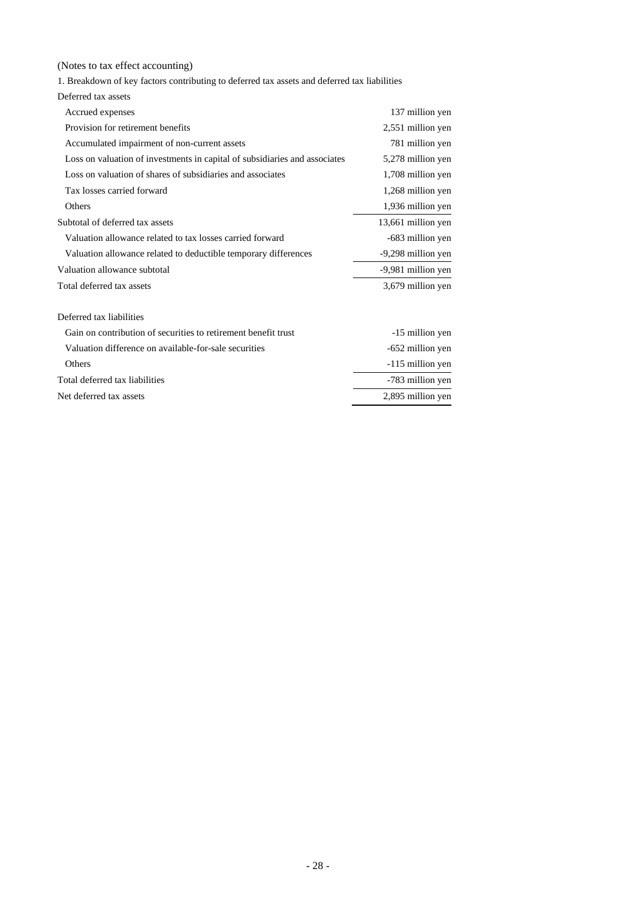(Notes to tax effect accounting)

1. Breakdown of key factors contributing to deferred tax assets and deferred tax liabilities

| | |
|---|---|
| Deferred tax assets | |
| Accrued expenses | 137 million yen |
| Provision for retirement benefits | 2,551 million yen |
| Accumulated impairment of non-current assets | 781 million yen |
| Loss on valuation of investments in capital of subsidiaries and associates | 5,278 million yen |
| Loss on valuation of shares of subsidiaries and associates | 1,708 million yen |
| Tax losses carried forward | 1,268 million yen |
| Others | 1,936 million yen |
| Subtotal of deferred tax assets | 13,661 million yen |
| Valuation allowance related to tax losses carried forward | -683 million yen |
| Valuation allowance related to deductible temporary differences | -9,298 million yen |
| Valuation allowance subtotal | -9,981 million yen |
| Total deferred tax assets | 3,679 million yen |
| | |
| Deferred tax liabilities | |
| Gain on contribution of securities to retirement benefit trust | -15 million yen |
| Valuation difference on available-for-sale securities | -652 million yen |
| Others | -115 million yen |
| Total deferred tax liabilities | -783 million yen |
| Net deferred tax assets | 2,895 million yen |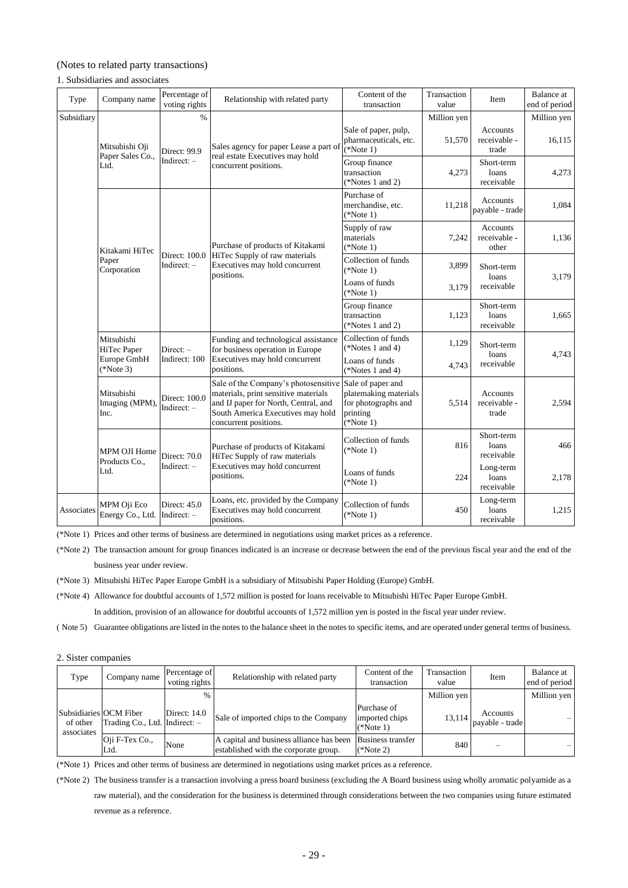(Notes to related party transactions)

1. Subsidiaries and associates

| Type | Company name | Percentage of voting rights | Relationship with related party | Content of the transaction | Transaction value | Item | Balance at end of period |
|---|---|---|---|---|---|---|---|
| Subsidiary | | % | | | Million yen | | Million yen |
| | Mitsubishi Oji Paper Sales Co., Ltd. | Direct: 99.9 Indirect: – | Sales agency for paper Lease a part of real estate Executives may hold concurrent positions. | Sale of paper, pulp, pharmaceuticals, etc. (*Note 1) | 51,570 | Accounts receivable - trade | 16,115 |
| | | | | Group finance transaction (*Notes 1 and 2) | 4,273 | Short-term loans receivable | 4,273 |
| | Kitakami HiTec Paper Corporation | Direct: 100.0 Indirect: – | Purchase of products of Kitakami HiTec Supply of raw materials Executives may hold concurrent positions. | Purchase of merchandise, etc. (*Note 1) | 11,218 | Accounts payable - trade | 1,084 |
| | | | | Supply of raw materials (*Note 1) | 7,242 | Accounts receivable - other | 1,136 |
| | | | | Collection of funds (*Note 1) | 3,899 | Short-term loans receivable | 3,179 |
| | | | | Loans of funds (*Note 1) | 3,179 | | |
| | | | | Group finance transaction (*Notes 1 and 2) | 1,123 | Short-term loans receivable | 1,665 |
| | Mitsubishi HiTec Paper Europe GmbH (*Note 3) | Direct: – Indirect: 100 | Funding and technological assistance for business operation in Europe Executives may hold concurrent positions. | Collection of funds (*Notes 1 and 4) | 1,129 | Short-term loans receivable | 4,743 |
| | | | | Loans of funds (*Notes 1 and 4) | 4,743 | | |
| | Mitsubishi Imaging (MPM), Inc. | Direct: 100.0 Indirect: – | Sale of the Company's photosensitive materials, print sensitive materials and IJ paper for North, Central, and South America Executives may hold concurrent positions. | Sale of paper and platemaking materials for photographs and printing (*Note 1) | 5,514 | Accounts receivable - trade | 2,594 |
| | MPM OJI Home Products Co., Ltd. | Direct: 70.0 Indirect: – | Purchase of products of Kitakami HiTec Supply of raw materials Executives may hold concurrent positions. | Collection of funds (*Note 1) | 816 | Short-term loans receivable | 466 |
| | | | | Loans of funds (*Note 1) | 224 | Long-term loans receivable | 2,178 |
| Associates | MPM Oji Eco Energy Co., Ltd. | Direct: 45.0 Indirect: – | Loans, etc. provided by the Company Executives may hold concurrent positions. | Collection of funds (*Note 1) | 450 | Long-term loans receivable | 1,215 |

(*Note 1) Prices and other terms of business are determined in negotiations using market prices as a reference.

(*Note 2) The transaction amount for group finances indicated is an increase or decrease between the end of the previous fiscal year and the end of the business year under review.

(*Note 3) Mitsubishi HiTec Paper Europe GmbH is a subsidiary of Mitsubishi Paper Holding (Europe) GmbH.

(*Note 4) Allowance for doubtful accounts of 1,572 million is posted for loans receivable to Mitsubishi HiTec Paper Europe GmbH.
In addition, provision of an allowance for doubtful accounts of 1,572 million yen is posted in the fiscal year under review.

( Note 5) Guarantee obligations are listed in the notes to the balance sheet in the notes to specific items, and are operated under general terms of business.

2. Sister companies

| Type | Company name | Percentage of voting rights | Relationship with related party | Content of the transaction | Transaction value | Item | Balance at end of period |
|---|---|---|---|---|---|---|---|
| | | % | | | Million yen | | Million yen |
| Subsidiaries of other associates | OCM Fiber Trading Co., Ltd. | Direct: 14.0 Indirect: – | Sale of imported chips to the Company | Purchase of imported chips (*Note 1) | 13,114 | Accounts payable - trade | – |
| | Oji F-Tex Co., Ltd. | None | A capital and business alliance has been established with the corporate group. | Business transfer (*Note 2) | 840 | – | – |

(*Note 1) Prices and other terms of business are determined in negotiations using market prices as a reference.

(*Note 2) The business transfer is a transaction involving a press board business (excluding the A Board business using wholly aromatic polyamide as a raw material), and the consideration for the business is determined through considerations between the two companies using future estimated revenue as a reference.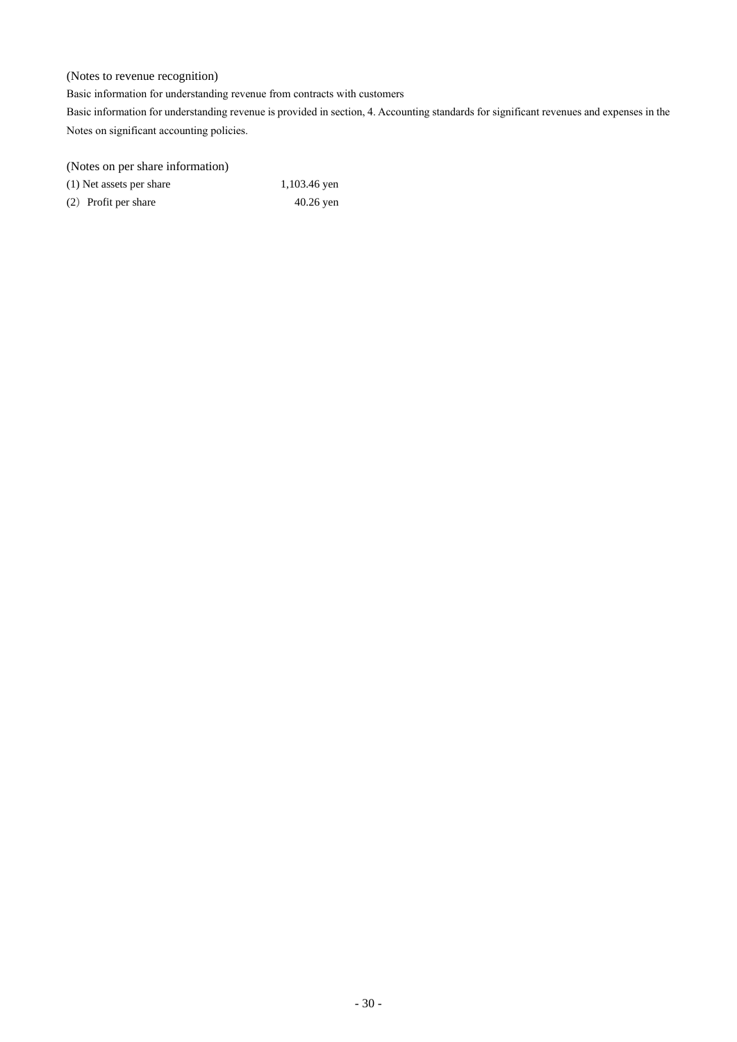(Notes to revenue recognition)

Basic information for understanding revenue from contracts with customers

Basic information for understanding revenue is provided in section, 4. Accounting standards for significant revenues and expenses in the Notes on significant accounting policies.

(Notes on per share information)

| | |
|---|---|
| (1) Net assets per share | 1,103.46 yen |
| (2) Profit per share | 40.26 yen |